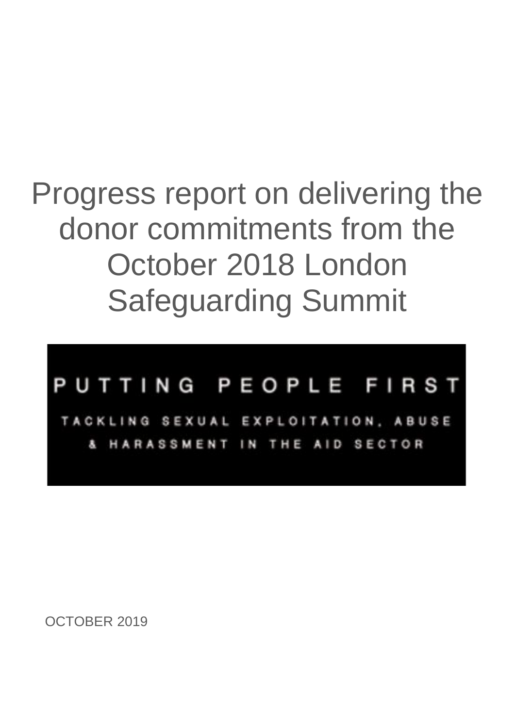# Progress report on delivering the donor commitments from the October 2018 London Safeguarding Summit

PUTTING PEOPLE FIRST

TACKLING SEXUAL EXPLOITATION, ABUSE & HARASSMENT IN THE AID SECTOR

OCTOBER 2019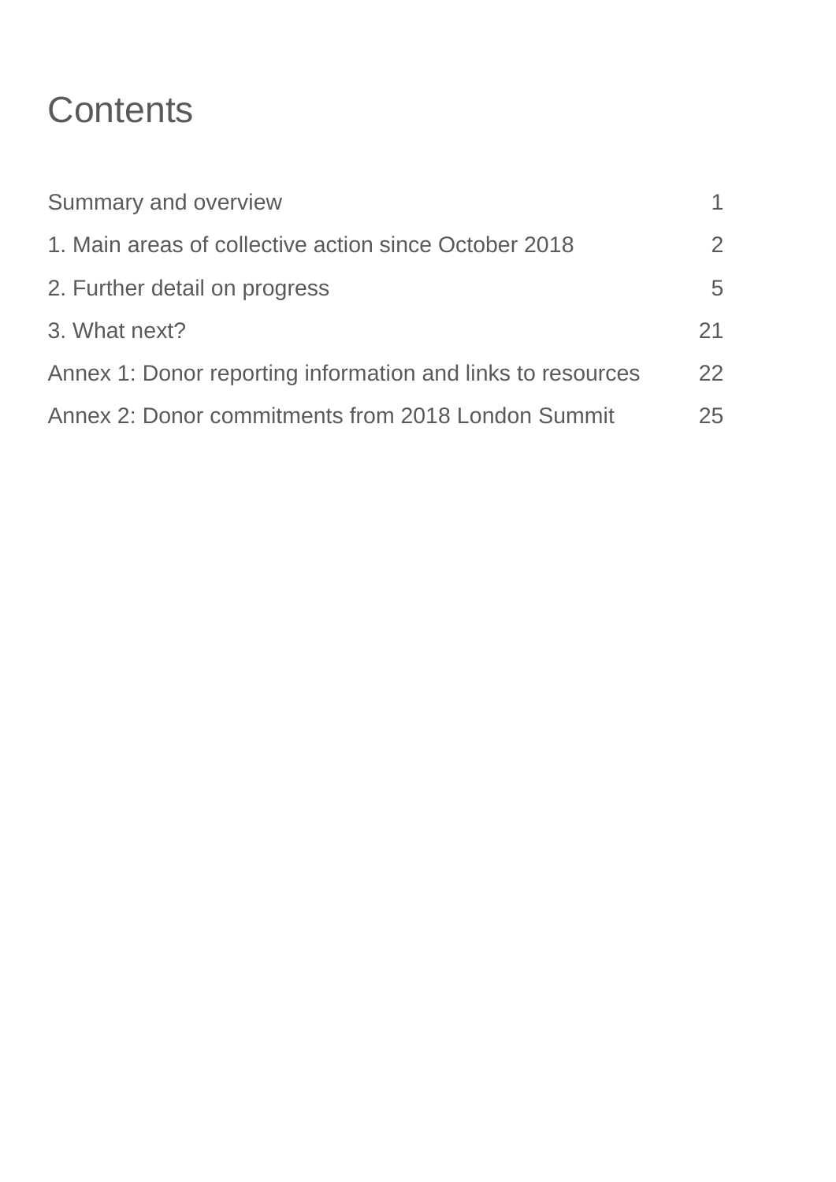# Contents

| | |
|---|---|
| Summary and overview | 1 |
| 1. Main areas of collective action since October 2018 | 2 |
| 2. Further detail on progress | 5 |
| 3. What next? | 21 |
| Annex 1: Donor reporting information and links to resources | 22 |
| Annex 2: Donor commitments from 2018 London Summit | 25 |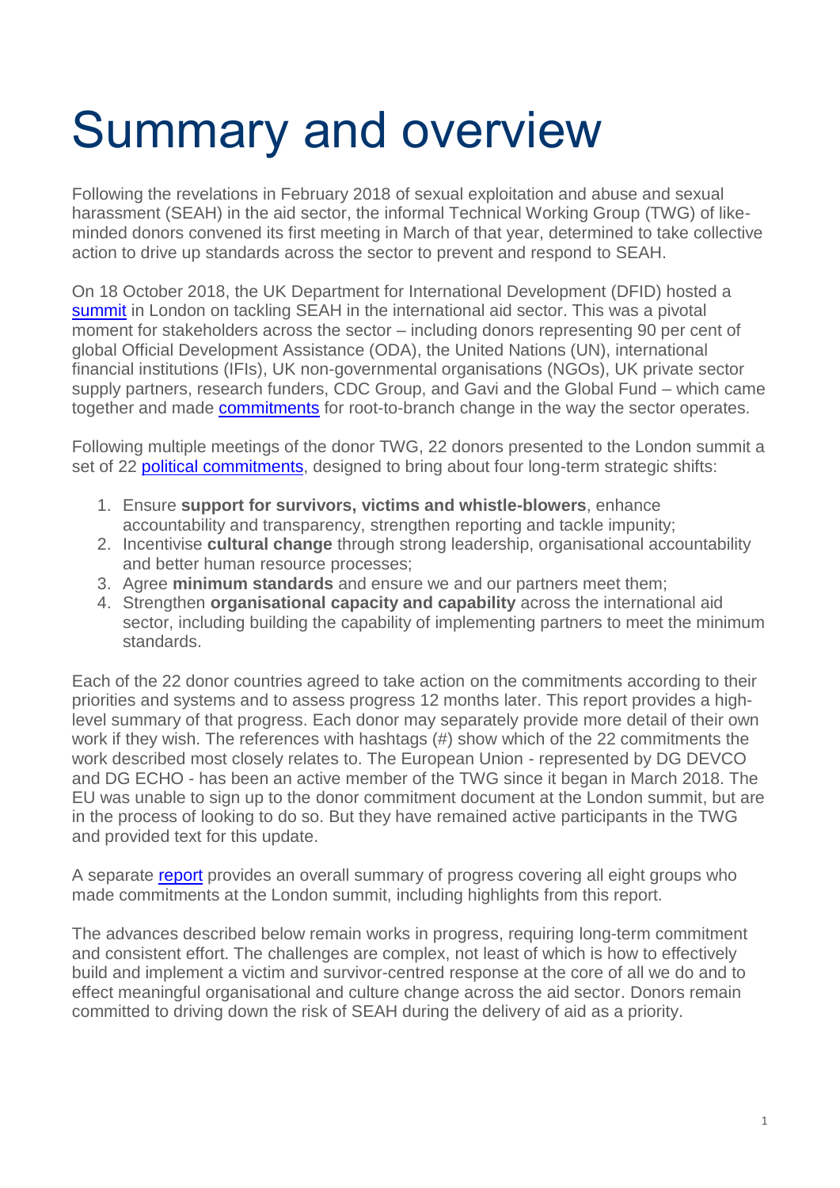# Summary and overview

Following the revelations in February 2018 of sexual exploitation and abuse and sexual harassment (SEAH) in the aid sector, the informal Technical Working Group (TWG) of like-minded donors convened its first meeting in March of that year, determined to take collective action to drive up standards across the sector to prevent and respond to SEAH.

On 18 October 2018, the UK Department for International Development (DFID) hosted a summit in London on tackling SEAH in the international aid sector. This was a pivotal moment for stakeholders across the sector – including donors representing 90 per cent of global Official Development Assistance (ODA), the United Nations (UN), international financial institutions (IFIs), UK non-governmental organisations (NGOs), UK private sector supply partners, research funders, CDC Group, and Gavi and the Global Fund – which came together and made commitments for root-to-branch change in the way the sector operates.

Following multiple meetings of the donor TWG, 22 donors presented to the London summit a set of 22 political commitments, designed to bring about four long-term strategic shifts:

1. Ensure **support for survivors, victims and whistle-blowers**, enhance accountability and transparency, strengthen reporting and tackle impunity;
2. Incentivise **cultural change** through strong leadership, organisational accountability and better human resource processes;
3. Agree **minimum standards** and ensure we and our partners meet them;
4. Strengthen **organisational capacity and capability** across the international aid sector, including building the capability of implementing partners to meet the minimum standards.

Each of the 22 donor countries agreed to take action on the commitments according to their priorities and systems and to assess progress 12 months later. This report provides a high-level summary of that progress. Each donor may separately provide more detail of their own work if they wish. The references with hashtags (#) show which of the 22 commitments the work described most closely relates to. The European Union - represented by DG DEVCO and DG ECHO - has been an active member of the TWG since it began in March 2018. The EU was unable to sign up to the donor commitment document at the London summit, but are in the process of looking to do so. But they have remained active participants in the TWG and provided text for this update.

A separate report provides an overall summary of progress covering all eight groups who made commitments at the London summit, including highlights from this report.

The advances described below remain works in progress, requiring long-term commitment and consistent effort. The challenges are complex, not least of which is how to effectively build and implement a victim and survivor-centred response at the core of all we do and to effect meaningful organisational and culture change across the aid sector. Donors remain committed to driving down the risk of SEAH during the delivery of aid as a priority.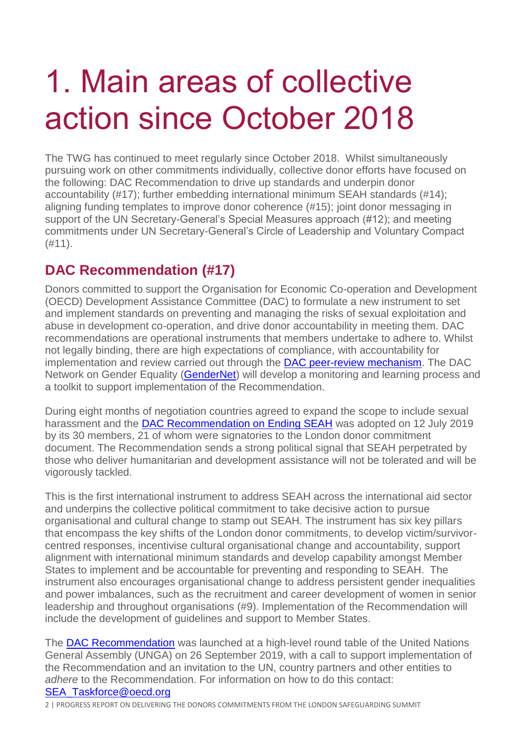# 1. Main areas of collective action since October 2018

The TWG has continued to meet regularly since October 2018. Whilst simultaneously pursuing work on other commitments individually, collective donor efforts have focused on the following: DAC Recommendation to drive up standards and underpin donor accountability (#17); further embedding international minimum SEAH standards (#14); aligning funding templates to improve donor coherence (#15); joint donor messaging in support of the UN Secretary-General's Special Measures approach (#12); and meeting commitments under UN Secretary-General's Circle of Leadership and Voluntary Compact (#11).

## DAC Recommendation (#17)

Donors committed to support the Organisation for Economic Co-operation and Development (OECD) Development Assistance Committee (DAC) to formulate a new instrument to set and implement standards on preventing and managing the risks of sexual exploitation and abuse in development co-operation, and drive donor accountability in meeting them. DAC recommendations are operational instruments that members undertake to adhere to. Whilst not legally binding, there are high expectations of compliance, with accountability for implementation and review carried out through the DAC peer-review mechanism. The DAC Network on Gender Equality (GenderNet) will develop a monitoring and learning process and a toolkit to support implementation of the Recommendation.

During eight months of negotiation countries agreed to expand the scope to include sexual harassment and the DAC Recommendation on Ending SEAH was adopted on 12 July 2019 by its 30 members, 21 of whom were signatories to the London donor commitment document. The Recommendation sends a strong political signal that SEAH perpetrated by those who deliver humanitarian and development assistance will not be tolerated and will be vigorously tackled.

This is the first international instrument to address SEAH across the international aid sector and underpins the collective political commitment to take decisive action to pursue organisational and cultural change to stamp out SEAH. The instrument has six key pillars that encompass the key shifts of the London donor commitments, to develop victim/survivor-centred responses, incentivise cultural organisational change and accountability, support alignment with international minimum standards and develop capability amongst Member States to implement and be accountable for preventing and responding to SEAH. The instrument also encourages organisational change to address persistent gender inequalities and power imbalances, such as the recruitment and career development of women in senior leadership and throughout organisations (#9). Implementation of the Recommendation will include the development of guidelines and support to Member States.

The DAC Recommendation was launched at a high-level round table of the United Nations General Assembly (UNGA) on 26 September 2019, with a call to support implementation of the Recommendation and an invitation to the UN, country partners and other entities to *adhere* to the Recommendation. For information on how to do this contact: SEA_Taskforce@oecd.org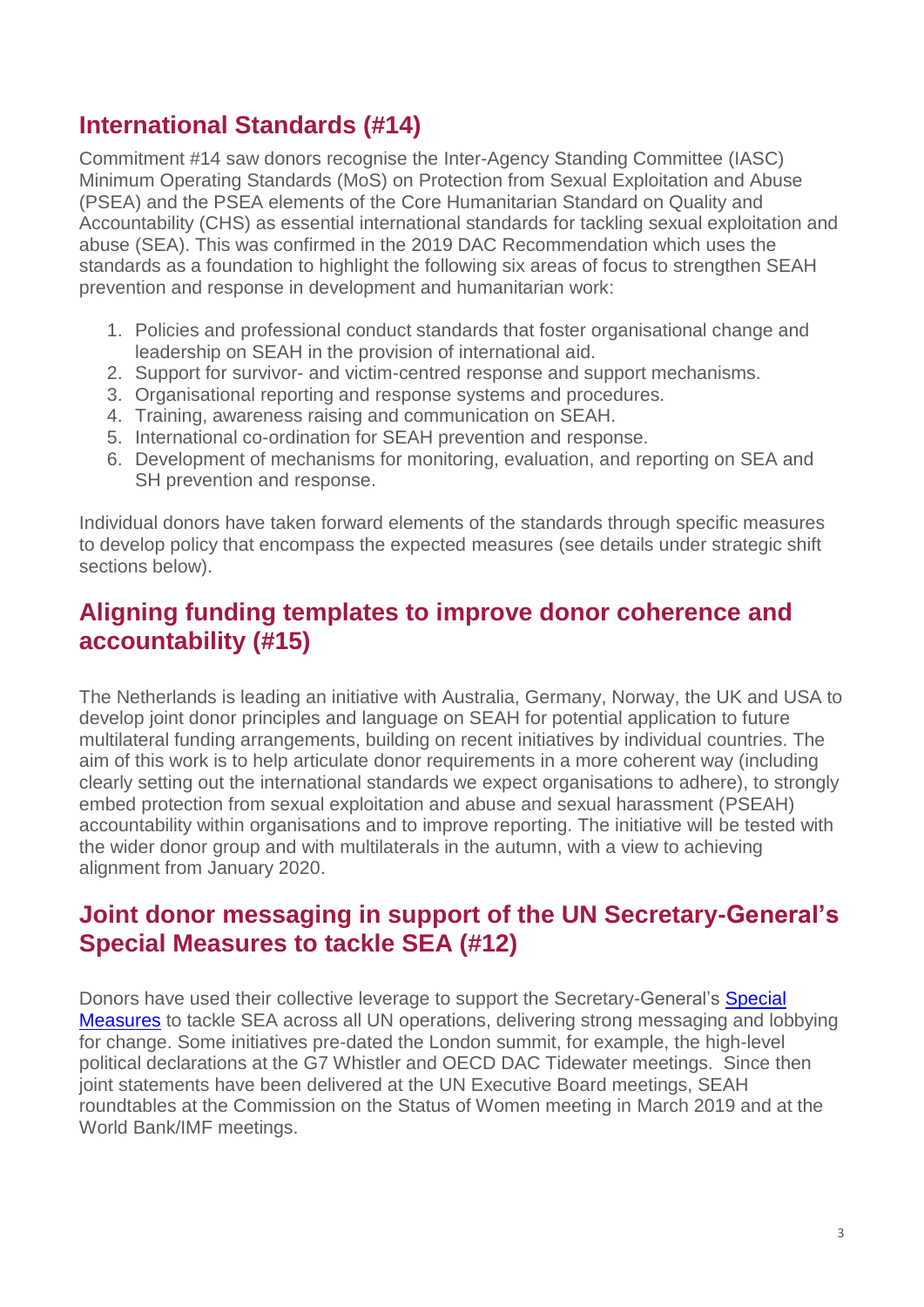## International Standards (#14)

Commitment #14 saw donors recognise the Inter-Agency Standing Committee (IASC) Minimum Operating Standards (MoS) on Protection from Sexual Exploitation and Abuse (PSEA) and the PSEA elements of the Core Humanitarian Standard on Quality and Accountability (CHS) as essential international standards for tackling sexual exploitation and abuse (SEA). This was confirmed in the 2019 DAC Recommendation which uses the standards as a foundation to highlight the following six areas of focus to strengthen SEAH prevention and response in development and humanitarian work:

1. Policies and professional conduct standards that foster organisational change and leadership on SEAH in the provision of international aid.
2. Support for survivor- and victim-centred response and support mechanisms.
3. Organisational reporting and response systems and procedures.
4. Training, awareness raising and communication on SEAH.
5. International co-ordination for SEAH prevention and response.
6. Development of mechanisms for monitoring, evaluation, and reporting on SEA and SH prevention and response.

Individual donors have taken forward elements of the standards through specific measures to develop policy that encompass the expected measures (see details under strategic shift sections below).

## Aligning funding templates to improve donor coherence and accountability (#15)

The Netherlands is leading an initiative with Australia, Germany, Norway, the UK and USA to develop joint donor principles and language on SEAH for potential application to future multilateral funding arrangements, building on recent initiatives by individual countries. The aim of this work is to help articulate donor requirements in a more coherent way (including clearly setting out the international standards we expect organisations to adhere), to strongly embed protection from sexual exploitation and abuse and sexual harassment (PSEAH) accountability within organisations and to improve reporting. The initiative will be tested with the wider donor group and with multilaterals in the autumn, with a view to achieving alignment from January 2020.

## Joint donor messaging in support of the UN Secretary-General's Special Measures to tackle SEA (#12)

Donors have used their collective leverage to support the Secretary-General's Special Measures to tackle SEA across all UN operations, delivering strong messaging and lobbying for change. Some initiatives pre-dated the London summit, for example, the high-level political declarations at the G7 Whistler and OECD DAC Tidewater meetings. Since then joint statements have been delivered at the UN Executive Board meetings, SEAH roundtables at the Commission on the Status of Women meeting in March 2019 and at the World Bank/IMF meetings.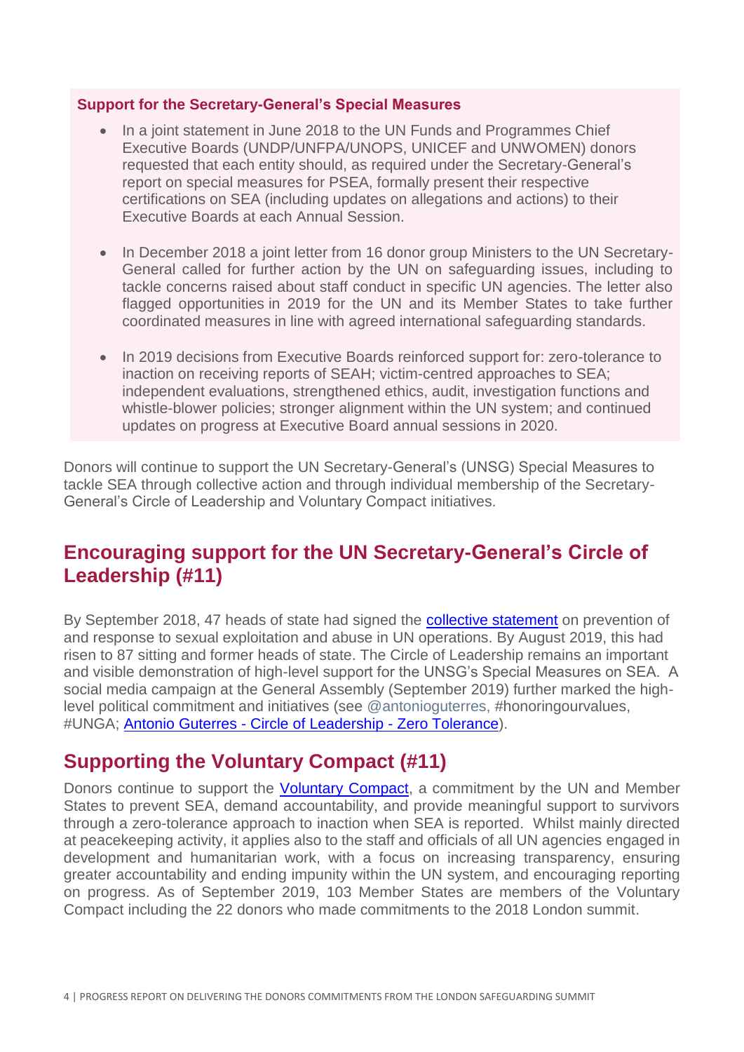**Support for the Secretary-General's Special Measures**

- In a joint statement in June 2018 to the UN Funds and Programmes Chief Executive Boards (UNDP/UNFPA/UNOPS, UNICEF and UNWOMEN) donors requested that each entity should, as required under the Secretary-General's report on special measures for PSEA, formally present their respective certifications on SEA (including updates on allegations and actions) to their Executive Boards at each Annual Session.
- In December 2018 a joint letter from 16 donor group Ministers to the UN Secretary-General called for further action by the UN on safeguarding issues, including to tackle concerns raised about staff conduct in specific UN agencies. The letter also flagged opportunities in 2019 for the UN and its Member States to take further coordinated measures in line with agreed international safeguarding standards.
- In 2019 decisions from Executive Boards reinforced support for: zero-tolerance to inaction on receiving reports of SEAH; victim-centred approaches to SEA; independent evaluations, strengthened ethics, audit, investigation functions and whistle-blower policies; stronger alignment within the UN system; and continued updates on progress at Executive Board annual sessions in 2020.

Donors will continue to support the UN Secretary-General's (UNSG) Special Measures to tackle SEA through collective action and through individual membership of the Secretary-General's Circle of Leadership and Voluntary Compact initiatives.

## Encouraging support for the UN Secretary-General's Circle of Leadership (#11)

By September 2018, 47 heads of state had signed the collective statement on prevention of and response to sexual exploitation and abuse in UN operations. By August 2019, this had risen to 87 sitting and former heads of state. The Circle of Leadership remains an important and visible demonstration of high-level support for the UNSG's Special Measures on SEA. A social media campaign at the General Assembly (September 2019) further marked the high-level political commitment and initiatives (see @antonioguterres, #honoringourvalues, #UNGA; Antonio Guterres - Circle of Leadership - Zero Tolerance).

## Supporting the Voluntary Compact (#11)

Donors continue to support the Voluntary Compact, a commitment by the UN and Member States to prevent SEA, demand accountability, and provide meaningful support to survivors through a zero-tolerance approach to inaction when SEA is reported. Whilst mainly directed at peacekeeping activity, it applies also to the staff and officials of all UN agencies engaged in development and humanitarian work, with a focus on increasing transparency, ensuring greater accountability and ending impunity within the UN system, and encouraging reporting on progress. As of September 2019, 103 Member States are members of the Voluntary Compact including the 22 donors who made commitments to the 2018 London summit.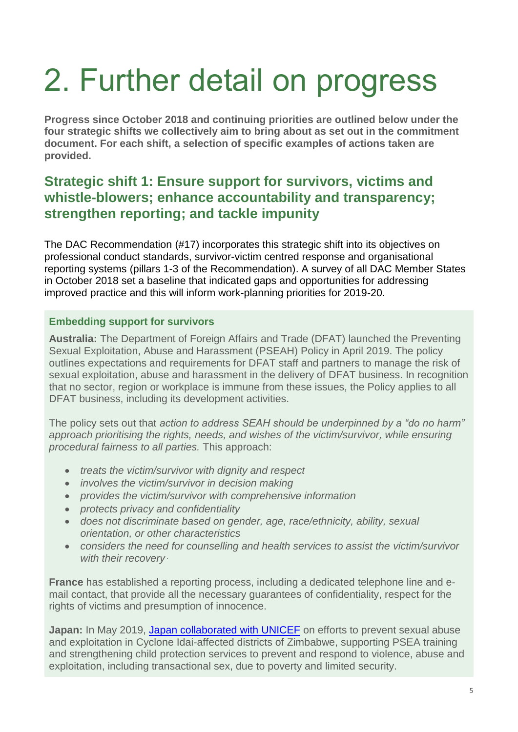# 2. Further detail on progress

**Progress since October 2018 and continuing priorities are outlined below under the four strategic shifts we collectively aim to bring about as set out in the commitment document. For each shift, a selection of specific examples of actions taken are provided.**

## Strategic shift 1: Ensure support for survivors, victims and whistle-blowers; enhance accountability and transparency; strengthen reporting; and tackle impunity

The DAC Recommendation (#17) incorporates this strategic shift into its objectives on professional conduct standards, survivor-victim centred response and organisational reporting systems (pillars 1-3 of the Recommendation). A survey of all DAC Member States in October 2018 set a baseline that indicated gaps and opportunities for addressing improved practice and this will inform work-planning priorities for 2019-20.

### Embedding support for survivors

**Australia:** The Department of Foreign Affairs and Trade (DFAT) launched the Preventing Sexual Exploitation, Abuse and Harassment (PSEAH) Policy in April 2019. The policy outlines expectations and requirements for DFAT staff and partners to manage the risk of sexual exploitation, abuse and harassment in the delivery of DFAT business. In recognition that no sector, region or workplace is immune from these issues, the Policy applies to all DFAT business, including its development activities.

The policy sets out that *action to address SEAH should be underpinned by a "do no harm" approach prioritising the rights, needs, and wishes of the victim/survivor, while ensuring procedural fairness to all parties.* This approach:

- *treats the victim/survivor with dignity and respect*
- *involves the victim/survivor in decision making*
- *provides the victim/survivor with comprehensive information*
- *protects privacy and confidentiality*
- *does not discriminate based on gender, age, race/ethnicity, ability, sexual orientation, or other characteristics*
- *considers the need for counselling and health services to assist the victim/survivor with their recovery*

**France** has established a reporting process, including a dedicated telephone line and e-mail contact, that provide all the necessary guarantees of confidentiality, respect for the rights of victims and presumption of innocence.

**Japan:** In May 2019, Japan collaborated with UNICEF on efforts to prevent sexual abuse and exploitation in Cyclone Idai-affected districts of Zimbabwe, supporting PSEA training and strengthening child protection services to prevent and respond to violence, abuse and exploitation, including transactional sex, due to poverty and limited security.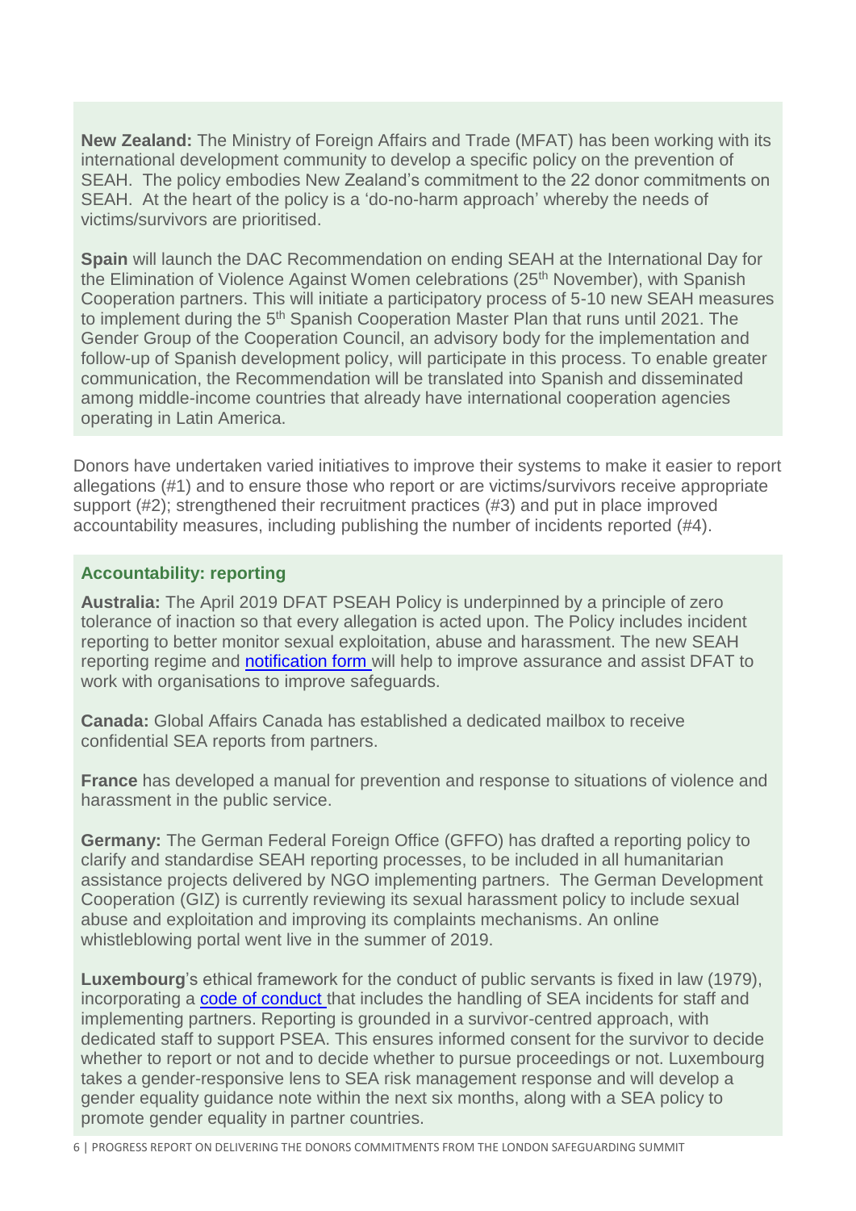**New Zealand:** The Ministry of Foreign Affairs and Trade (MFAT) has been working with its international development community to develop a specific policy on the prevention of SEAH. The policy embodies New Zealand's commitment to the 22 donor commitments on SEAH. At the heart of the policy is a 'do-no-harm approach' whereby the needs of victims/survivors are prioritised.

**Spain** will launch the DAC Recommendation on ending SEAH at the International Day for the Elimination of Violence Against Women celebrations (25th November), with Spanish Cooperation partners. This will initiate a participatory process of 5-10 new SEAH measures to implement during the 5th Spanish Cooperation Master Plan that runs until 2021. The Gender Group of the Cooperation Council, an advisory body for the implementation and follow-up of Spanish development policy, will participate in this process. To enable greater communication, the Recommendation will be translated into Spanish and disseminated among middle-income countries that already have international cooperation agencies operating in Latin America.

Donors have undertaken varied initiatives to improve their systems to make it easier to report allegations (#1) and to ensure those who report or are victims/survivors receive appropriate support (#2); strengthened their recruitment practices (#3) and put in place improved accountability measures, including publishing the number of incidents reported (#4).

### Accountability: reporting

**Australia:** The April 2019 DFAT PSEAH Policy is underpinned by a principle of zero tolerance of inaction so that every allegation is acted upon. The Policy includes incident reporting to better monitor sexual exploitation, abuse and harassment. The new SEAH reporting regime and notification form will help to improve assurance and assist DFAT to work with organisations to improve safeguards.

**Canada:** Global Affairs Canada has established a dedicated mailbox to receive confidential SEA reports from partners.

**France** has developed a manual for prevention and response to situations of violence and harassment in the public service.

**Germany:** The German Federal Foreign Office (GFFO) has drafted a reporting policy to clarify and standardise SEAH reporting processes, to be included in all humanitarian assistance projects delivered by NGO implementing partners. The German Development Cooperation (GIZ) is currently reviewing its sexual harassment policy to include sexual abuse and exploitation and improving its complaints mechanisms. An online whistleblowing portal went live in the summer of 2019.

**Luxembourg**'s ethical framework for the conduct of public servants is fixed in law (1979), incorporating a code of conduct that includes the handling of SEA incidents for staff and implementing partners. Reporting is grounded in a survivor-centred approach, with dedicated staff to support PSEA. This ensures informed consent for the survivor to decide whether to report or not and to decide whether to pursue proceedings or not. Luxembourg takes a gender-responsive lens to SEA risk management response and will develop a gender equality guidance note within the next six months, along with a SEA policy to promote gender equality in partner countries.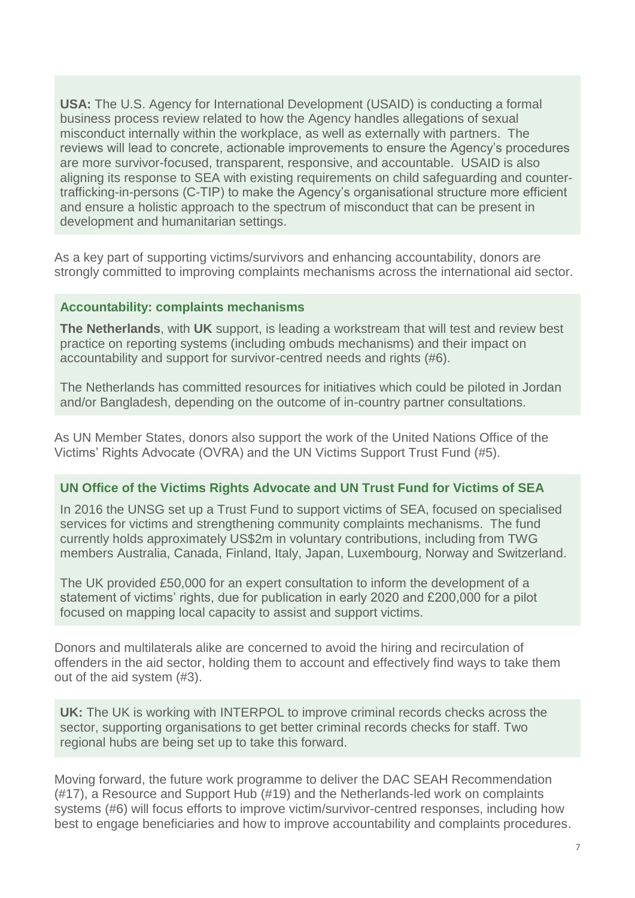**USA:** The U.S. Agency for International Development (USAID) is conducting a formal business process review related to how the Agency handles allegations of sexual misconduct internally within the workplace, as well as externally with partners. The reviews will lead to concrete, actionable improvements to ensure the Agency's procedures are more survivor-focused, transparent, responsive, and accountable. USAID is also aligning its response to SEA with existing requirements on child safeguarding and counter-trafficking-in-persons (C-TIP) to make the Agency's organisational structure more efficient and ensure a holistic approach to the spectrum of misconduct that can be present in development and humanitarian settings.

As a key part of supporting victims/survivors and enhancing accountability, donors are strongly committed to improving complaints mechanisms across the international aid sector.

**Accountability: complaints mechanisms**

**The Netherlands**, with **UK** support, is leading a workstream that will test and review best practice on reporting systems (including ombuds mechanisms) and their impact on accountability and support for survivor-centred needs and rights (#6).

The Netherlands has committed resources for initiatives which could be piloted in Jordan and/or Bangladesh, depending on the outcome of in-country partner consultations.

As UN Member States, donors also support the work of the United Nations Office of the Victims' Rights Advocate (OVRA) and the UN Victims Support Trust Fund (#5).

**UN Office of the Victims Rights Advocate and UN Trust Fund for Victims of SEA**

In 2016 the UNSG set up a Trust Fund to support victims of SEA, focused on specialised services for victims and strengthening community complaints mechanisms. The fund currently holds approximately US$2m in voluntary contributions, including from TWG members Australia, Canada, Finland, Italy, Japan, Luxembourg, Norway and Switzerland.

The UK provided £50,000 for an expert consultation to inform the development of a statement of victims' rights, due for publication in early 2020 and £200,000 for a pilot focused on mapping local capacity to assist and support victims.

Donors and multilaterals alike are concerned to avoid the hiring and recirculation of offenders in the aid sector, holding them to account and effectively find ways to take them out of the aid system (#3).

**UK:** The UK is working with INTERPOL to improve criminal records checks across the sector, supporting organisations to get better criminal records checks for staff. Two regional hubs are being set up to take this forward.

Moving forward, the future work programme to deliver the DAC SEAH Recommendation (#17), a Resource and Support Hub (#19) and the Netherlands-led work on complaints systems (#6) will focus efforts to improve victim/survivor-centred responses, including how best to engage beneficiaries and how to improve accountability and complaints procedures.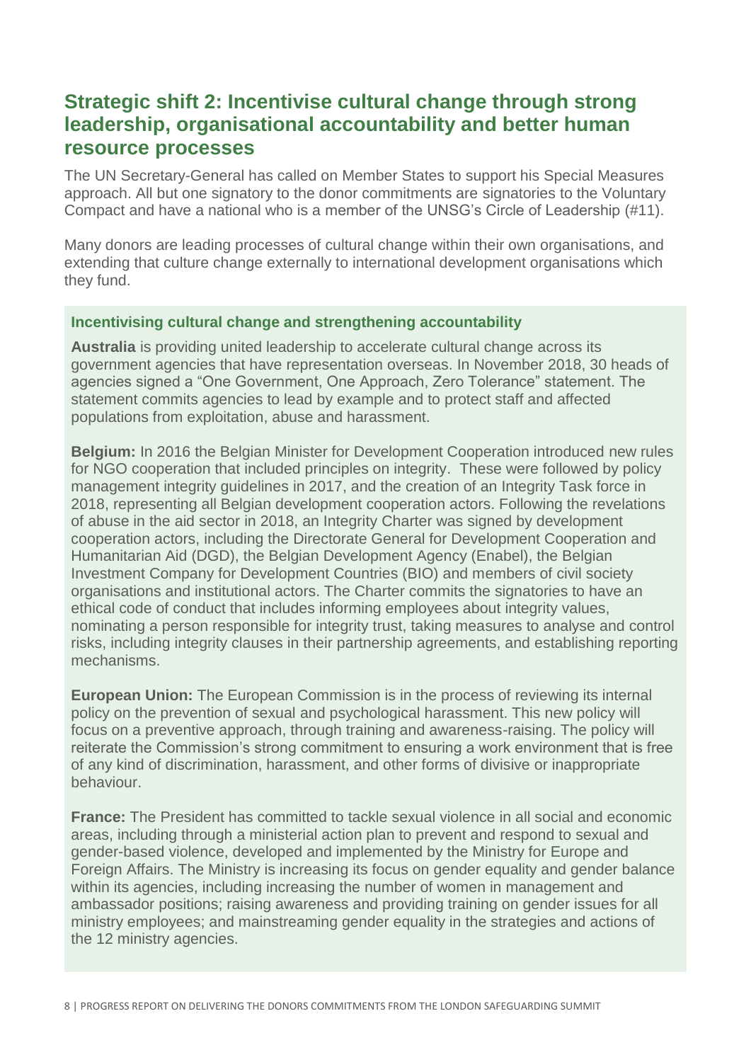## Strategic shift 2: Incentivise cultural change through strong leadership, organisational accountability and better human resource processes

The UN Secretary-General has called on Member States to support his Special Measures approach. All but one signatory to the donor commitments are signatories to the Voluntary Compact and have a national who is a member of the UNSG's Circle of Leadership (#11).

Many donors are leading processes of cultural change within their own organisations, and extending that culture change externally to international development organisations which they fund.

### Incentivising cultural change and strengthening accountability

**Australia** is providing united leadership to accelerate cultural change across its government agencies that have representation overseas. In November 2018, 30 heads of agencies signed a "One Government, One Approach, Zero Tolerance" statement. The statement commits agencies to lead by example and to protect staff and affected populations from exploitation, abuse and harassment.

**Belgium:** In 2016 the Belgian Minister for Development Cooperation introduced new rules for NGO cooperation that included principles on integrity. These were followed by policy management integrity guidelines in 2017, and the creation of an Integrity Task force in 2018, representing all Belgian development cooperation actors. Following the revelations of abuse in the aid sector in 2018, an Integrity Charter was signed by development cooperation actors, including the Directorate General for Development Cooperation and Humanitarian Aid (DGD), the Belgian Development Agency (Enabel), the Belgian Investment Company for Development Countries (BIO) and members of civil society organisations and institutional actors. The Charter commits the signatories to have an ethical code of conduct that includes informing employees about integrity values, nominating a person responsible for integrity trust, taking measures to analyse and control risks, including integrity clauses in their partnership agreements, and establishing reporting mechanisms.

**European Union:** The European Commission is in the process of reviewing its internal policy on the prevention of sexual and psychological harassment. This new policy will focus on a preventive approach, through training and awareness-raising. The policy will reiterate the Commission's strong commitment to ensuring a work environment that is free of any kind of discrimination, harassment, and other forms of divisive or inappropriate behaviour.

**France:** The President has committed to tackle sexual violence in all social and economic areas, including through a ministerial action plan to prevent and respond to sexual and gender-based violence, developed and implemented by the Ministry for Europe and Foreign Affairs. The Ministry is increasing its focus on gender equality and gender balance within its agencies, including increasing the number of women in management and ambassador positions; raising awareness and providing training on gender issues for all ministry employees; and mainstreaming gender equality in the strategies and actions of the 12 ministry agencies.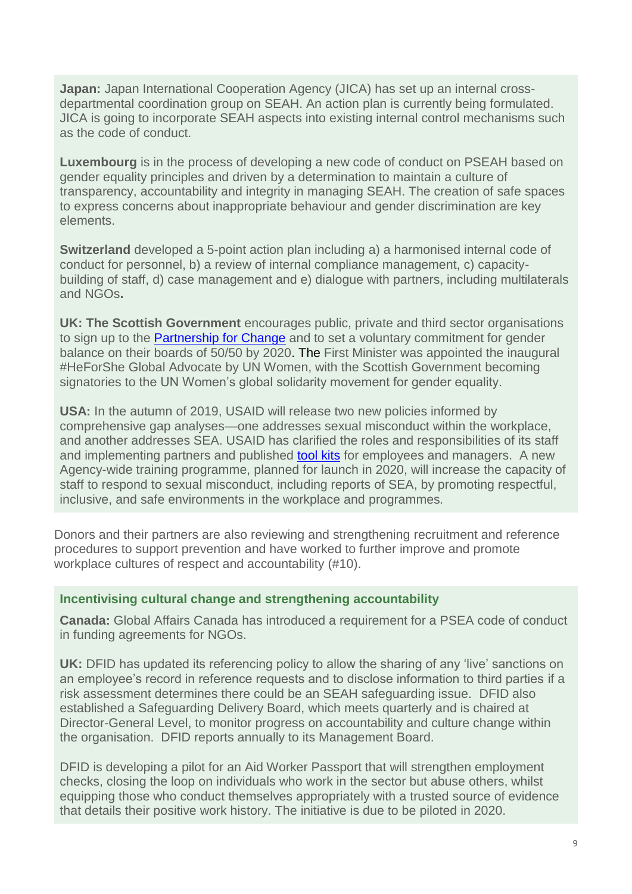**Japan:** Japan International Cooperation Agency (JICA) has set up an internal cross-departmental coordination group on SEAH. An action plan is currently being formulated. JICA is going to incorporate SEAH aspects into existing internal control mechanisms such as the code of conduct.

**Luxembourg** is in the process of developing a new code of conduct on PSEAH based on gender equality principles and driven by a determination to maintain a culture of transparency, accountability and integrity in managing SEAH. The creation of safe spaces to express concerns about inappropriate behaviour and gender discrimination are key elements.

**Switzerland** developed a 5-point action plan including a) a harmonised internal code of conduct for personnel, b) a review of internal compliance management, c) capacity-building of staff, d) case management and e) dialogue with partners, including multilaterals and NGOs.

**UK: The Scottish Government** encourages public, private and third sector organisations to sign up to the Partnership for Change and to set a voluntary commitment for gender balance on their boards of 50/50 by 2020. The First Minister was appointed the inaugural #HeForShe Global Advocate by UN Women, with the Scottish Government becoming signatories to the UN Women's global solidarity movement for gender equality.

**USA:** In the autumn of 2019, USAID will release two new policies informed by comprehensive gap analyses—one addresses sexual misconduct within the workplace, and another addresses SEA. USAID has clarified the roles and responsibilities of its staff and implementing partners and published tool kits for employees and managers. A new Agency-wide training programme, planned for launch in 2020, will increase the capacity of staff to respond to sexual misconduct, including reports of SEA, by promoting respectful, inclusive, and safe environments in the workplace and programmes.

Donors and their partners are also reviewing and strengthening recruitment and reference procedures to support prevention and have worked to further improve and promote workplace cultures of respect and accountability (#10).

### Incentivising cultural change and strengthening accountability

**Canada:** Global Affairs Canada has introduced a requirement for a PSEA code of conduct in funding agreements for NGOs.

**UK:** DFID has updated its referencing policy to allow the sharing of any 'live' sanctions on an employee's record in reference requests and to disclose information to third parties if a risk assessment determines there could be an SEAH safeguarding issue. DFID also established a Safeguarding Delivery Board, which meets quarterly and is chaired at Director-General Level, to monitor progress on accountability and culture change within the organisation. DFID reports annually to its Management Board.

DFID is developing a pilot for an Aid Worker Passport that will strengthen employment checks, closing the loop on individuals who work in the sector but abuse others, whilst equipping those who conduct themselves appropriately with a trusted source of evidence that details their positive work history. The initiative is due to be piloted in 2020.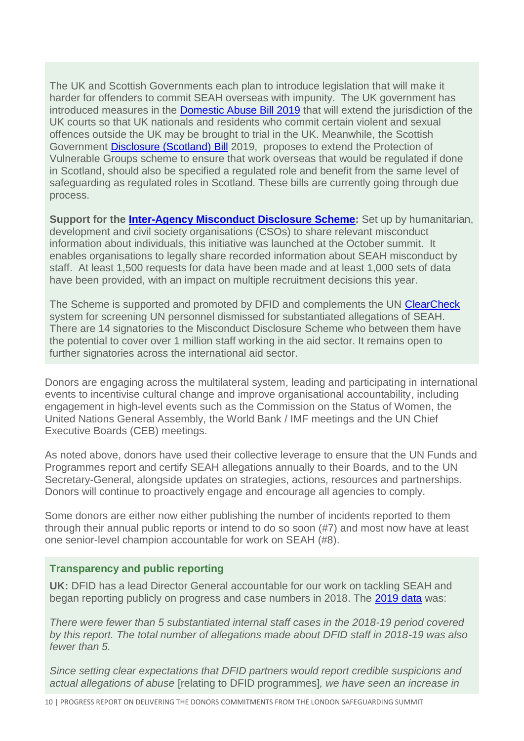The UK and Scottish Governments each plan to introduce legislation that will make it harder for offenders to commit SEAH overseas with impunity. The UK government has introduced measures in the Domestic Abuse Bill 2019 that will extend the jurisdiction of the UK courts so that UK nationals and residents who commit certain violent and sexual offences outside the UK may be brought to trial in the UK. Meanwhile, the Scottish Government Disclosure (Scotland) Bill 2019, proposes to extend the Protection of Vulnerable Groups scheme to ensure that work overseas that would be regulated if done in Scotland, should also be specified a regulated role and benefit from the same level of safeguarding as regulated roles in Scotland. These bills are currently going through due process.

**Support for the Inter-Agency Misconduct Disclosure Scheme:** Set up by humanitarian, development and civil society organisations (CSOs) to share relevant misconduct information about individuals, this initiative was launched at the October summit. It enables organisations to legally share recorded information about SEAH misconduct by staff. At least 1,500 requests for data have been made and at least 1,000 sets of data have been provided, with an impact on multiple recruitment decisions this year.

The Scheme is supported and promoted by DFID and complements the UN ClearCheck system for screening UN personnel dismissed for substantiated allegations of SEAH. There are 14 signatories to the Misconduct Disclosure Scheme who between them have the potential to cover over 1 million staff working in the aid sector. It remains open to further signatories across the international aid sector.

Donors are engaging across the multilateral system, leading and participating in international events to incentivise cultural change and improve organisational accountability, including engagement in high-level events such as the Commission on the Status of Women, the United Nations General Assembly, the World Bank / IMF meetings and the UN Chief Executive Boards (CEB) meetings.

As noted above, donors have used their collective leverage to ensure that the UN Funds and Programmes report and certify SEAH allegations annually to their Boards, and to the UN Secretary-General, alongside updates on strategies, actions, resources and partnerships. Donors will continue to proactively engage and encourage all agencies to comply.

Some donors are either now either publishing the number of incidents reported to them through their annual public reports or intend to do so soon (#7) and most now have at least one senior-level champion accountable for work on SEAH (#8).

**Transparency and public reporting**

**UK:** DFID has a lead Director General accountable for our work on tackling SEAH and began reporting publicly on progress and case numbers in 2018. The 2019 data was:

*There were fewer than 5 substantiated internal staff cases in the 2018-19 period covered by this report. The total number of allegations made about DFID staff in 2018-19 was also fewer than 5.*

*Since setting clear expectations that DFID partners would report credible suspicions and actual allegations of abuse* [relating to DFID programmes]*, we have seen an increase in*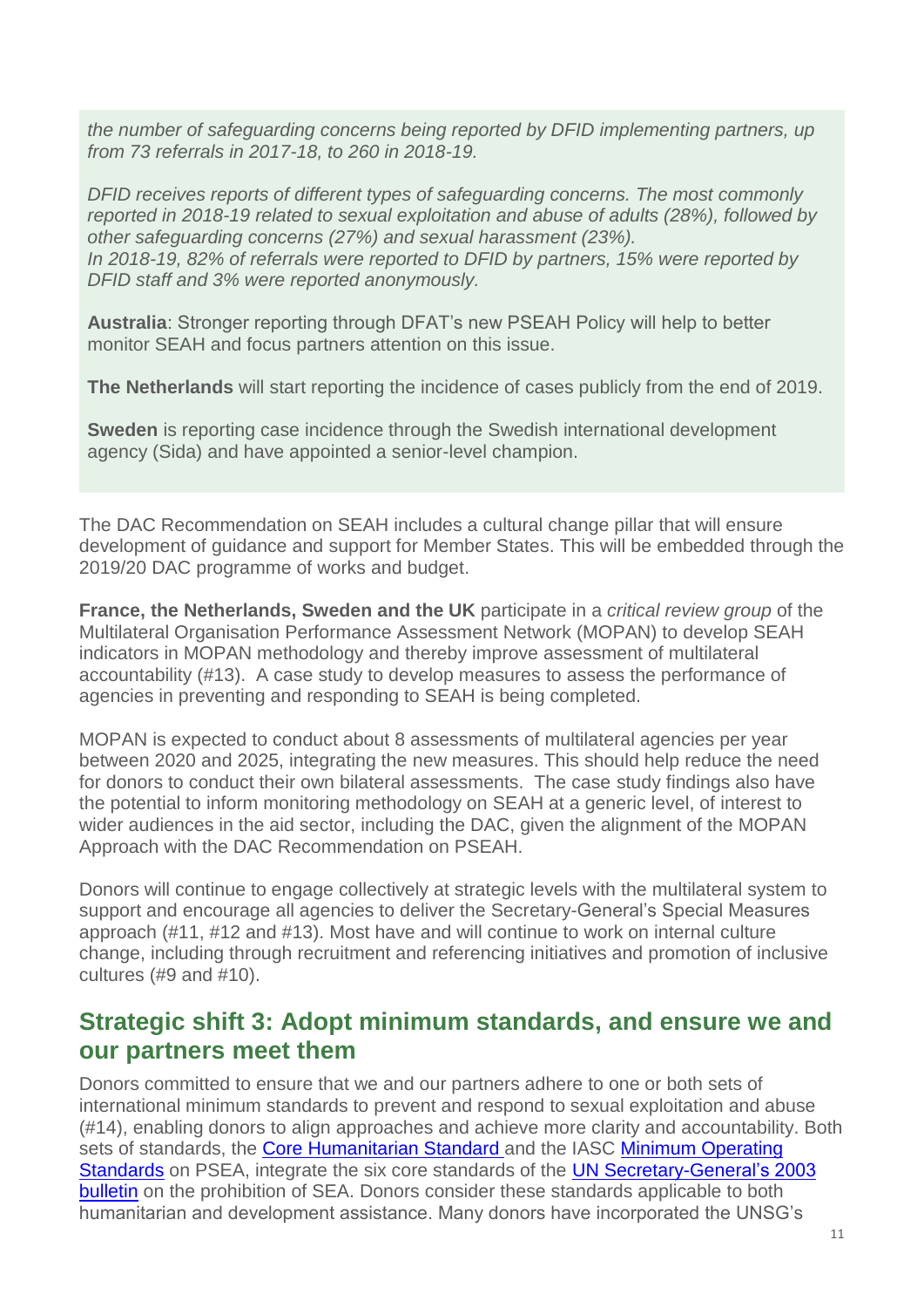*the number of safeguarding concerns being reported by DFID implementing partners, up from 73 referrals in 2017-18, to 260 in 2018-19.*

*DFID receives reports of different types of safeguarding concerns. The most commonly reported in 2018-19 related to sexual exploitation and abuse of adults (28%), followed by other safeguarding concerns (27%) and sexual harassment (23%).*
*In 2018-19, 82% of referrals were reported to DFID by partners, 15% were reported by DFID staff and 3% were reported anonymously.*

**Australia**: Stronger reporting through DFAT's new PSEAH Policy will help to better monitor SEAH and focus partners attention on this issue.

**The Netherlands** will start reporting the incidence of cases publicly from the end of 2019.

**Sweden** is reporting case incidence through the Swedish international development agency (Sida) and have appointed a senior-level champion.

The DAC Recommendation on SEAH includes a cultural change pillar that will ensure development of guidance and support for Member States. This will be embedded through the 2019/20 DAC programme of works and budget.

**France, the Netherlands, Sweden and the UK** participate in a *critical review group* of the Multilateral Organisation Performance Assessment Network (MOPAN) to develop SEAH indicators in MOPAN methodology and thereby improve assessment of multilateral accountability (#13). A case study to develop measures to assess the performance of agencies in preventing and responding to SEAH is being completed.

MOPAN is expected to conduct about 8 assessments of multilateral agencies per year between 2020 and 2025, integrating the new measures. This should help reduce the need for donors to conduct their own bilateral assessments. The case study findings also have the potential to inform monitoring methodology on SEAH at a generic level, of interest to wider audiences in the aid sector, including the DAC, given the alignment of the MOPAN Approach with the DAC Recommendation on PSEAH.

Donors will continue to engage collectively at strategic levels with the multilateral system to support and encourage all agencies to deliver the Secretary-General's Special Measures approach (#11, #12 and #13). Most have and will continue to work on internal culture change, including through recruitment and referencing initiatives and promotion of inclusive cultures (#9 and #10).

## Strategic shift 3: Adopt minimum standards, and ensure we and our partners meet them

Donors committed to ensure that we and our partners adhere to one or both sets of international minimum standards to prevent and respond to sexual exploitation and abuse (#14), enabling donors to align approaches and achieve more clarity and accountability. Both sets of standards, the Core Humanitarian Standard and the IASC Minimum Operating Standards on PSEA, integrate the six core standards of the UN Secretary-General's 2003 bulletin on the prohibition of SEA. Donors consider these standards applicable to both humanitarian and development assistance. Many donors have incorporated the UNSG's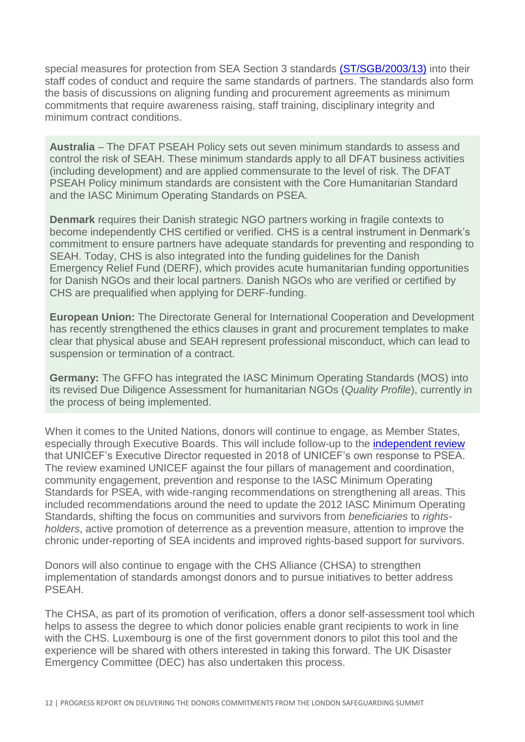special measures for protection from SEA Section 3 standards [(ST/SGB/2003/13)]() into their staff codes of conduct and require the same standards of partners. The standards also form the basis of discussions on aligning funding and procurement agreements as minimum commitments that require awareness raising, staff training, disciplinary integrity and minimum contract conditions.

**Australia** – The DFAT PSEAH Policy sets out seven minimum standards to assess and control the risk of SEAH. These minimum standards apply to all DFAT business activities (including development) and are applied commensurate to the level of risk. The DFAT PSEAH Policy minimum standards are consistent with the Core Humanitarian Standard and the IASC Minimum Operating Standards on PSEA.

**Denmark** requires their Danish strategic NGO partners working in fragile contexts to become independently CHS certified or verified. CHS is a central instrument in Denmark's commitment to ensure partners have adequate standards for preventing and responding to SEAH. Today, CHS is also integrated into the funding guidelines for the Danish Emergency Relief Fund (DERF), which provides acute humanitarian funding opportunities for Danish NGOs and their local partners. Danish NGOs who are verified or certified by CHS are prequalified when applying for DERF-funding.

**European Union:** The Directorate General for International Cooperation and Development has recently strengthened the ethics clauses in grant and procurement templates to make clear that physical abuse and SEAH represent professional misconduct, which can lead to suspension or termination of a contract.

**Germany:** The GFFO has integrated the IASC Minimum Operating Standards (MOS) into its revised Due Diligence Assessment for humanitarian NGOs (*Quality Profile*), currently in the process of being implemented.

When it comes to the United Nations, donors will continue to engage, as Member States, especially through Executive Boards. This will include follow-up to the [independent review]() that UNICEF's Executive Director requested in 2018 of UNICEF's own response to PSEA. The review examined UNICEF against the four pillars of management and coordination, community engagement, prevention and response to the IASC Minimum Operating Standards for PSEA, with wide-ranging recommendations on strengthening all areas. This included recommendations around the need to update the 2012 IASC Minimum Operating Standards, shifting the focus on communities and survivors from *beneficiaries* to *rights-holders*, active promotion of deterrence as a prevention measure, attention to improve the chronic under-reporting of SEA incidents and improved rights-based support for survivors.

Donors will also continue to engage with the CHS Alliance (CHSA) to strengthen implementation of standards amongst donors and to pursue initiatives to better address PSEAH.

The CHSA, as part of its promotion of verification, offers a donor self-assessment tool which helps to assess the degree to which donor policies enable grant recipients to work in line with the CHS. Luxembourg is one of the first government donors to pilot this tool and the experience will be shared with others interested in taking this forward. The UK Disaster Emergency Committee (DEC) has also undertaken this process.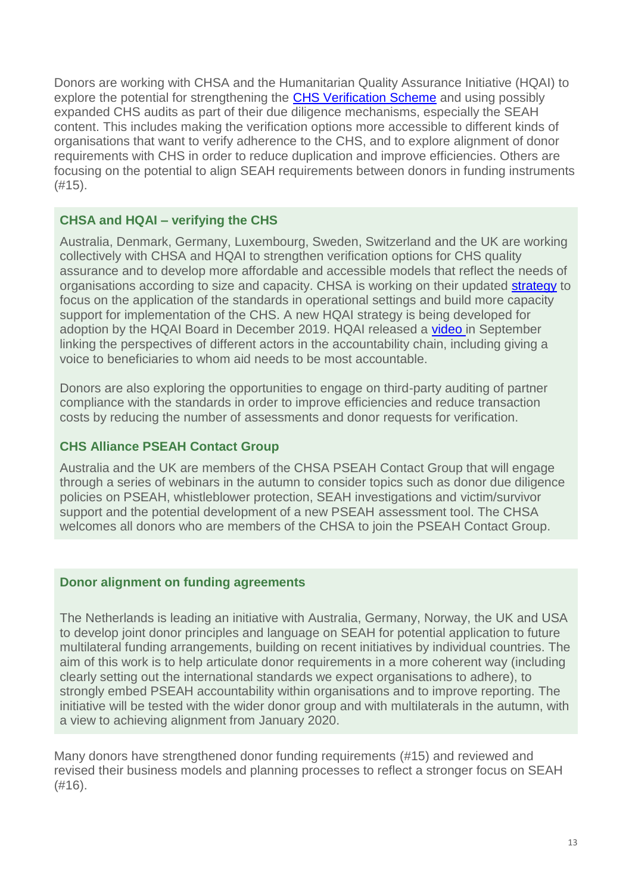Donors are working with CHSA and the Humanitarian Quality Assurance Initiative (HQAI) to explore the potential for strengthening the CHS Verification Scheme and using possibly expanded CHS audits as part of their due diligence mechanisms, especially the SEAH content. This includes making the verification options more accessible to different kinds of organisations that want to verify adherence to the CHS, and to explore alignment of donor requirements with CHS in order to reduce duplication and improve efficiencies. Others are focusing on the potential to align SEAH requirements between donors in funding instruments (#15).

### CHSA and HQAI – verifying the CHS

Australia, Denmark, Germany, Luxembourg, Sweden, Switzerland and the UK are working collectively with CHSA and HQAI to strengthen verification options for CHS quality assurance and to develop more affordable and accessible models that reflect the needs of organisations according to size and capacity. CHSA is working on their updated strategy to focus on the application of the standards in operational settings and build more capacity support for implementation of the CHS. A new HQAI strategy is being developed for adoption by the HQAI Board in December 2019. HQAI released a video in September linking the perspectives of different actors in the accountability chain, including giving a voice to beneficiaries to whom aid needs to be most accountable.

Donors are also exploring the opportunities to engage on third-party auditing of partner compliance with the standards in order to improve efficiencies and reduce transaction costs by reducing the number of assessments and donor requests for verification.

### CHS Alliance PSEAH Contact Group

Australia and the UK are members of the CHSA PSEAH Contact Group that will engage through a series of webinars in the autumn to consider topics such as donor due diligence policies on PSEAH, whistleblower protection, SEAH investigations and victim/survivor support and the potential development of a new PSEAH assessment tool. The CHSA welcomes all donors who are members of the CHSA to join the PSEAH Contact Group.

### Donor alignment on funding agreements

The Netherlands is leading an initiative with Australia, Germany, Norway, the UK and USA to develop joint donor principles and language on SEAH for potential application to future multilateral funding arrangements, building on recent initiatives by individual countries. The aim of this work is to help articulate donor requirements in a more coherent way (including clearly setting out the international standards we expect organisations to adhere), to strongly embed PSEAH accountability within organisations and to improve reporting. The initiative will be tested with the wider donor group and with multilaterals in the autumn, with a view to achieving alignment from January 2020.

Many donors have strengthened donor funding requirements (#15) and reviewed and revised their business models and planning processes to reflect a stronger focus on SEAH (#16).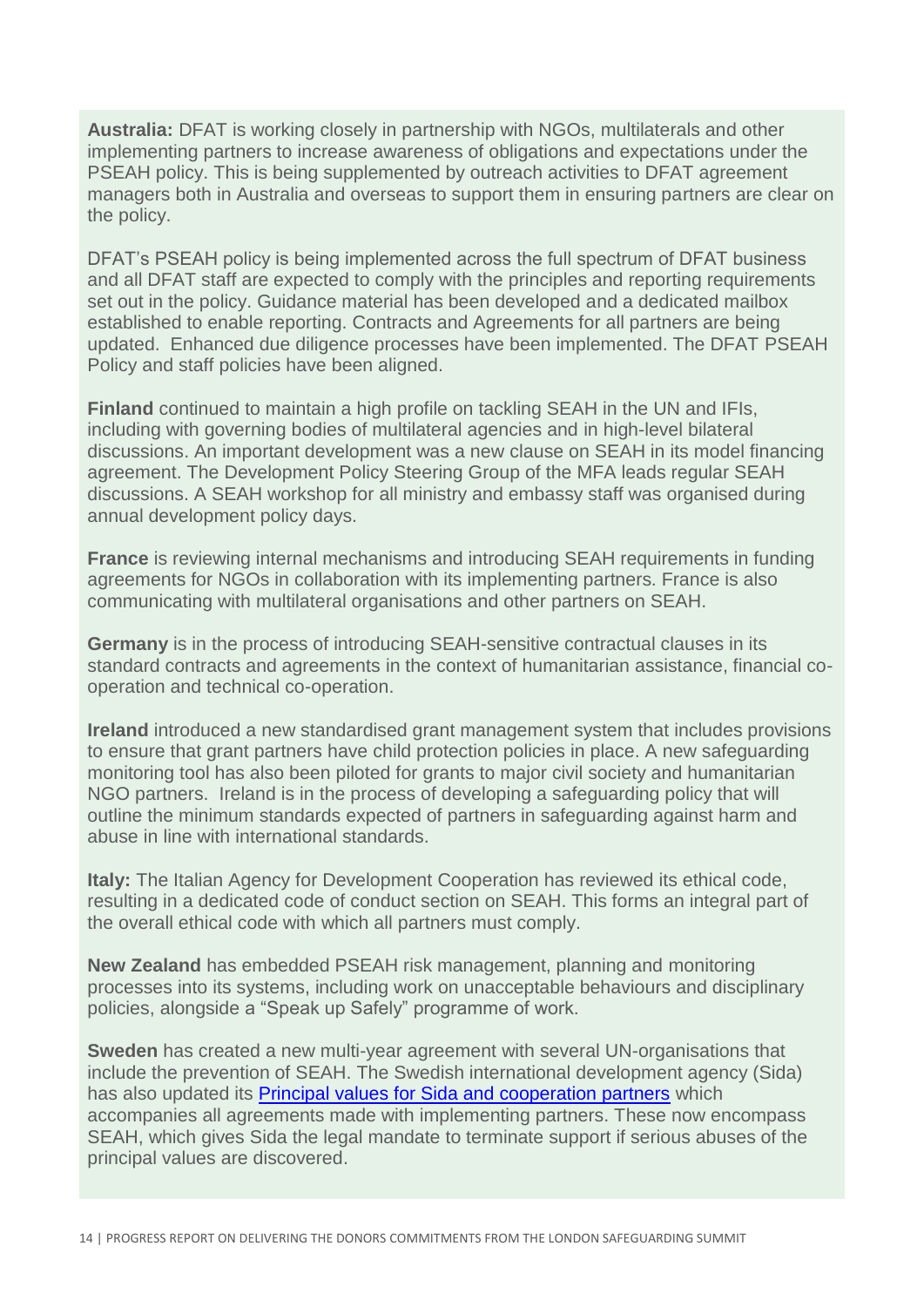**Australia:** DFAT is working closely in partnership with NGOs, multilaterals and other implementing partners to increase awareness of obligations and expectations under the PSEAH policy. This is being supplemented by outreach activities to DFAT agreement managers both in Australia and overseas to support them in ensuring partners are clear on the policy.

DFAT's PSEAH policy is being implemented across the full spectrum of DFAT business and all DFAT staff are expected to comply with the principles and reporting requirements set out in the policy. Guidance material has been developed and a dedicated mailbox established to enable reporting. Contracts and Agreements for all partners are being updated. Enhanced due diligence processes have been implemented. The DFAT PSEAH Policy and staff policies have been aligned.

**Finland** continued to maintain a high profile on tackling SEAH in the UN and IFIs, including with governing bodies of multilateral agencies and in high-level bilateral discussions. An important development was a new clause on SEAH in its model financing agreement. The Development Policy Steering Group of the MFA leads regular SEAH discussions. A SEAH workshop for all ministry and embassy staff was organised during annual development policy days.

**France** is reviewing internal mechanisms and introducing SEAH requirements in funding agreements for NGOs in collaboration with its implementing partners. France is also communicating with multilateral organisations and other partners on SEAH.

**Germany** is in the process of introducing SEAH-sensitive contractual clauses in its standard contracts and agreements in the context of humanitarian assistance, financial co-operation and technical co-operation.

**Ireland** introduced a new standardised grant management system that includes provisions to ensure that grant partners have child protection policies in place. A new safeguarding monitoring tool has also been piloted for grants to major civil society and humanitarian NGO partners. Ireland is in the process of developing a safeguarding policy that will outline the minimum standards expected of partners in safeguarding against harm and abuse in line with international standards.

**Italy:** The Italian Agency for Development Cooperation has reviewed its ethical code, resulting in a dedicated code of conduct section on SEAH. This forms an integral part of the overall ethical code with which all partners must comply.

**New Zealand** has embedded PSEAH risk management, planning and monitoring processes into its systems, including work on unacceptable behaviours and disciplinary policies, alongside a "Speak up Safely" programme of work.

**Sweden** has created a new multi-year agreement with several UN-organisations that include the prevention of SEAH. The Swedish international development agency (Sida) has also updated its [Principal values for Sida and cooperation partners] which accompanies all agreements made with implementing partners. These now encompass SEAH, which gives Sida the legal mandate to terminate support if serious abuses of the principal values are discovered.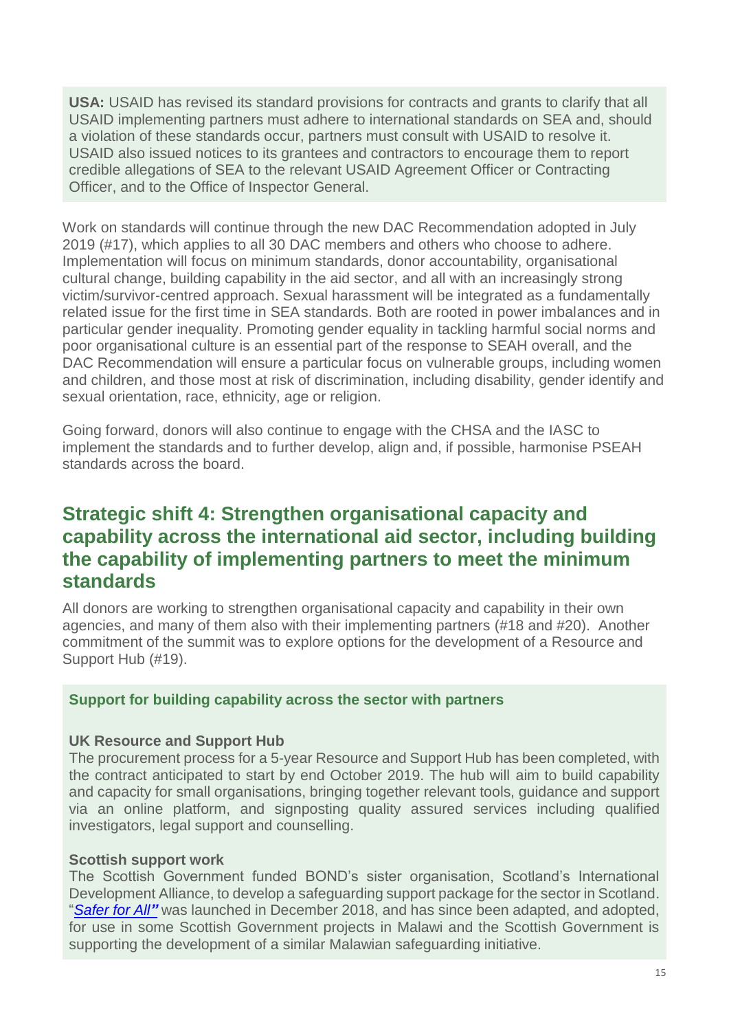**USA:** USAID has revised its standard provisions for contracts and grants to clarify that all USAID implementing partners must adhere to international standards on SEA and, should a violation of these standards occur, partners must consult with USAID to resolve it. USAID also issued notices to its grantees and contractors to encourage them to report credible allegations of SEA to the relevant USAID Agreement Officer or Contracting Officer, and to the Office of Inspector General.

Work on standards will continue through the new DAC Recommendation adopted in July 2019 (#17), which applies to all 30 DAC members and others who choose to adhere. Implementation will focus on minimum standards, donor accountability, organisational cultural change, building capability in the aid sector, and all with an increasingly strong victim/survivor-centred approach. Sexual harassment will be integrated as a fundamentally related issue for the first time in SEA standards. Both are rooted in power imbalances and in particular gender inequality. Promoting gender equality in tackling harmful social norms and poor organisational culture is an essential part of the response to SEAH overall, and the DAC Recommendation will ensure a particular focus on vulnerable groups, including women and children, and those most at risk of discrimination, including disability, gender identify and sexual orientation, race, ethnicity, age or religion.

Going forward, donors will also continue to engage with the CHSA and the IASC to implement the standards and to further develop, align and, if possible, harmonise PSEAH standards across the board.

## Strategic shift 4: Strengthen organisational capacity and capability across the international aid sector, including building the capability of implementing partners to meet the minimum standards

All donors are working to strengthen organisational capacity and capability in their own agencies, and many of them also with their implementing partners (#18 and #20). Another commitment of the summit was to explore options for the development of a Resource and Support Hub (#19).

**Support for building capability across the sector with partners**

**UK Resource and Support Hub**
The procurement process for a 5-year Resource and Support Hub has been completed, with the contract anticipated to start by end October 2019. The hub will aim to build capability and capacity for small organisations, bringing together relevant tools, guidance and support via an online platform, and signposting quality assured services including qualified investigators, legal support and counselling.

**Scottish support work**
The Scottish Government funded BOND's sister organisation, Scotland's International Development Alliance, to develop a safeguarding support package for the sector in Scotland. "*Safer for All*" was launched in December 2018, and has since been adapted, and adopted, for use in some Scottish Government projects in Malawi and the Scottish Government is supporting the development of a similar Malawian safeguarding initiative.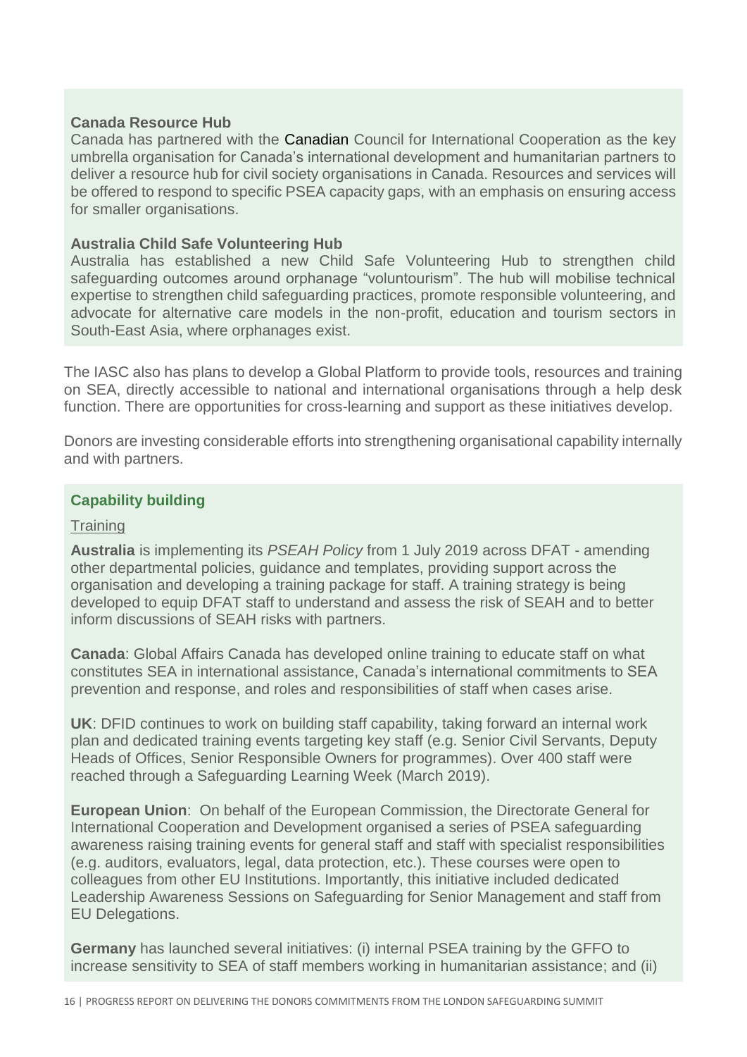**Canada Resource Hub**

Canada has partnered with the Canadian Council for International Cooperation as the key umbrella organisation for Canada's international development and humanitarian partners to deliver a resource hub for civil society organisations in Canada. Resources and services will be offered to respond to specific PSEA capacity gaps, with an emphasis on ensuring access for smaller organisations.

**Australia Child Safe Volunteering Hub**

Australia has established a new Child Safe Volunteering Hub to strengthen child safeguarding outcomes around orphanage "voluntourism". The hub will mobilise technical expertise to strengthen child safeguarding practices, promote responsible volunteering, and advocate for alternative care models in the non-profit, education and tourism sectors in South-East Asia, where orphanages exist.

The IASC also has plans to develop a Global Platform to provide tools, resources and training on SEA, directly accessible to national and international organisations through a help desk function. There are opportunities for cross-learning and support as these initiatives develop.

Donors are investing considerable efforts into strengthening organisational capability internally and with partners.

**Capability building**

Training

**Australia** is implementing its *PSEAH Policy* from 1 July 2019 across DFAT - amending other departmental policies, guidance and templates, providing support across the organisation and developing a training package for staff. A training strategy is being developed to equip DFAT staff to understand and assess the risk of SEAH and to better inform discussions of SEAH risks with partners.

**Canada**: Global Affairs Canada has developed online training to educate staff on what constitutes SEA in international assistance, Canada's international commitments to SEA prevention and response, and roles and responsibilities of staff when cases arise.

**UK**: DFID continues to work on building staff capability, taking forward an internal work plan and dedicated training events targeting key staff (e.g. Senior Civil Servants, Deputy Heads of Offices, Senior Responsible Owners for programmes). Over 400 staff were reached through a Safeguarding Learning Week (March 2019).

**European Union**: On behalf of the European Commission, the Directorate General for International Cooperation and Development organised a series of PSEA safeguarding awareness raising training events for general staff and staff with specialist responsibilities (e.g. auditors, evaluators, legal, data protection, etc.). These courses were open to colleagues from other EU Institutions. Importantly, this initiative included dedicated Leadership Awareness Sessions on Safeguarding for Senior Management and staff from EU Delegations.

**Germany** has launched several initiatives: (i) internal PSEA training by the GFFO to increase sensitivity to SEA of staff members working in humanitarian assistance; and (ii)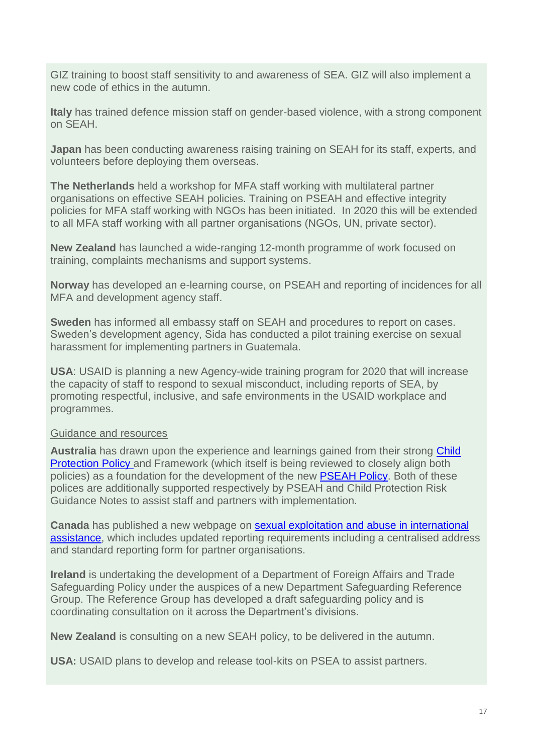GIZ training to boost staff sensitivity to and awareness of SEA. GIZ will also implement a new code of ethics in the autumn.

**Italy** has trained defence mission staff on gender-based violence, with a strong component on SEAH.

**Japan** has been conducting awareness raising training on SEAH for its staff, experts, and volunteers before deploying them overseas.

**The Netherlands** held a workshop for MFA staff working with multilateral partner organisations on effective SEAH policies. Training on PSEAH and effective integrity policies for MFA staff working with NGOs has been initiated. In 2020 this will be extended to all MFA staff working with all partner organisations (NGOs, UN, private sector).

**New Zealand** has launched a wide-ranging 12-month programme of work focused on training, complaints mechanisms and support systems.

**Norway** has developed an e-learning course, on PSEAH and reporting of incidences for all MFA and development agency staff.

**Sweden** has informed all embassy staff on SEAH and procedures to report on cases. Sweden's development agency, Sida has conducted a pilot training exercise on sexual harassment for implementing partners in Guatemala.

**USA**: USAID is planning a new Agency-wide training program for 2020 that will increase the capacity of staff to respond to sexual misconduct, including reports of SEA, by promoting respectful, inclusive, and safe environments in the USAID workplace and programmes.

Guidance and resources

**Australia** has drawn upon the experience and learnings gained from their strong Child Protection Policy and Framework (which itself is being reviewed to closely align both policies) as a foundation for the development of the new PSEAH Policy. Both of these polices are additionally supported respectively by PSEAH and Child Protection Risk Guidance Notes to assist staff and partners with implementation.

**Canada** has published a new webpage on sexual exploitation and abuse in international assistance, which includes updated reporting requirements including a centralised address and standard reporting form for partner organisations.

**Ireland** is undertaking the development of a Department of Foreign Affairs and Trade Safeguarding Policy under the auspices of a new Department Safeguarding Reference Group. The Reference Group has developed a draft safeguarding policy and is coordinating consultation on it across the Department's divisions.

**New Zealand** is consulting on a new SEAH policy, to be delivered in the autumn.

**USA:** USAID plans to develop and release tool-kits on PSEA to assist partners.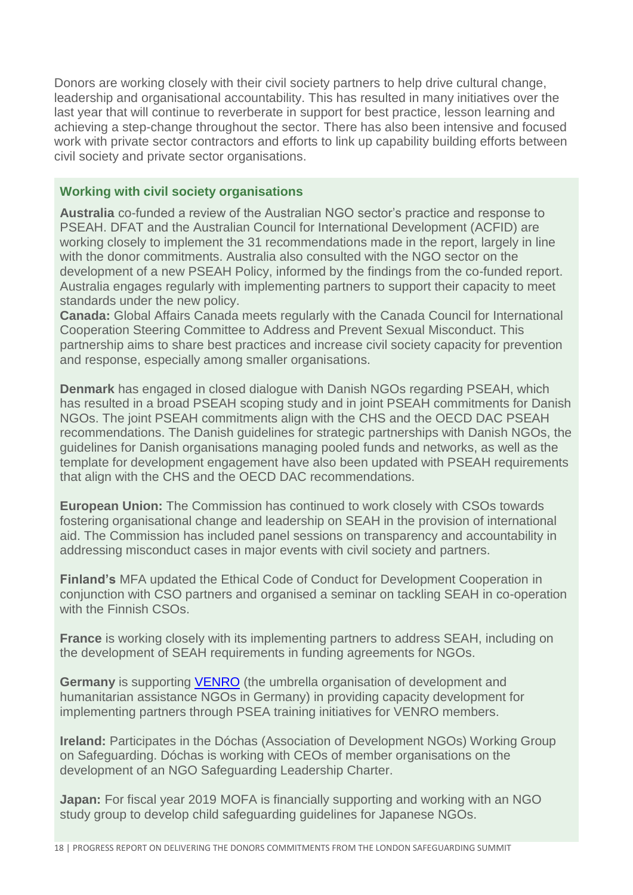Donors are working closely with their civil society partners to help drive cultural change, leadership and organisational accountability. This has resulted in many initiatives over the last year that will continue to reverberate in support for best practice, lesson learning and achieving a step-change throughout the sector. There has also been intensive and focused work with private sector contractors and efforts to link up capability building efforts between civil society and private sector organisations.

### Working with civil society organisations

**Australia** co-funded a review of the Australian NGO sector's practice and response to PSEAH. DFAT and the Australian Council for International Development (ACFID) are working closely to implement the 31 recommendations made in the report, largely in line with the donor commitments. Australia also consulted with the NGO sector on the development of a new PSEAH Policy, informed by the findings from the co-funded report. Australia engages regularly with implementing partners to support their capacity to meet standards under the new policy.

**Canada:** Global Affairs Canada meets regularly with the Canada Council for International Cooperation Steering Committee to Address and Prevent Sexual Misconduct. This partnership aims to share best practices and increase civil society capacity for prevention and response, especially among smaller organisations.

**Denmark** has engaged in closed dialogue with Danish NGOs regarding PSEAH, which has resulted in a broad PSEAH scoping study and in joint PSEAH commitments for Danish NGOs. The joint PSEAH commitments align with the CHS and the OECD DAC PSEAH recommendations. The Danish guidelines for strategic partnerships with Danish NGOs, the guidelines for Danish organisations managing pooled funds and networks, as well as the template for development engagement have also been updated with PSEAH requirements that align with the CHS and the OECD DAC recommendations.

**European Union:** The Commission has continued to work closely with CSOs towards fostering organisational change and leadership on SEAH in the provision of international aid. The Commission has included panel sessions on transparency and accountability in addressing misconduct cases in major events with civil society and partners.

**Finland's** MFA updated the Ethical Code of Conduct for Development Cooperation in conjunction with CSO partners and organised a seminar on tackling SEAH in co-operation with the Finnish CSOs.

**France** is working closely with its implementing partners to address SEAH, including on the development of SEAH requirements in funding agreements for NGOs.

**Germany** is supporting VENRO (the umbrella organisation of development and humanitarian assistance NGOs in Germany) in providing capacity development for implementing partners through PSEA training initiatives for VENRO members.

**Ireland:** Participates in the Dóchas (Association of Development NGOs) Working Group on Safeguarding. Dóchas is working with CEOs of member organisations on the development of an NGO Safeguarding Leadership Charter.

**Japan:** For fiscal year 2019 MOFA is financially supporting and working with an NGO study group to develop child safeguarding guidelines for Japanese NGOs.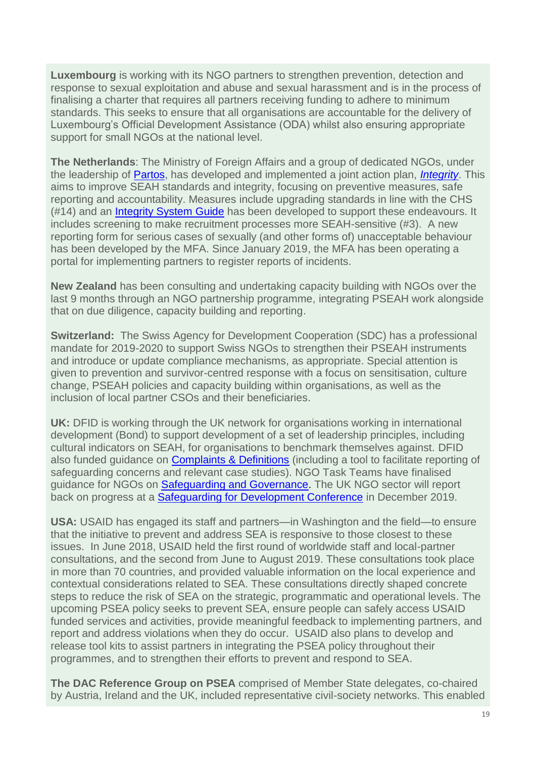**Luxembourg** is working with its NGO partners to strengthen prevention, detection and response to sexual exploitation and abuse and sexual harassment and is in the process of finalising a charter that requires all partners receiving funding to adhere to minimum standards. This seeks to ensure that all organisations are accountable for the delivery of Luxembourg's Official Development Assistance (ODA) whilst also ensuring appropriate support for small NGOs at the national level.

**The Netherlands**: The Ministry of Foreign Affairs and a group of dedicated NGOs, under the leadership of Partos, has developed and implemented a joint action plan, *Integrity*. This aims to improve SEAH standards and integrity, focusing on preventive measures, safe reporting and accountability. Measures include upgrading standards in line with the CHS (#14) and an Integrity System Guide has been developed to support these endeavours. It includes screening to make recruitment processes more SEAH-sensitive (#3). A new reporting form for serious cases of sexually (and other forms of) unacceptable behaviour has been developed by the MFA. Since January 2019, the MFA has been operating a portal for implementing partners to register reports of incidents.

**New Zealand** has been consulting and undertaking capacity building with NGOs over the last 9 months through an NGO partnership programme, integrating PSEAH work alongside that on due diligence, capacity building and reporting.

**Switzerland:** The Swiss Agency for Development Cooperation (SDC) has a professional mandate for 2019-2020 to support Swiss NGOs to strengthen their PSEAH instruments and introduce or update compliance mechanisms, as appropriate. Special attention is given to prevention and survivor-centred response with a focus on sensitisation, culture change, PSEAH policies and capacity building within organisations, as well as the inclusion of local partner CSOs and their beneficiaries.

**UK:** DFID is working through the UK network for organisations working in international development (Bond) to support development of a set of leadership principles, including cultural indicators on SEAH, for organisations to benchmark themselves against. DFID also funded guidance on Complaints & Definitions (including a tool to facilitate reporting of safeguarding concerns and relevant case studies). NGO Task Teams have finalised guidance for NGOs on Safeguarding and Governance. The UK NGO sector will report back on progress at a Safeguarding for Development Conference in December 2019.

**USA:** USAID has engaged its staff and partners—in Washington and the field—to ensure that the initiative to prevent and address SEA is responsive to those closest to these issues. In June 2018, USAID held the first round of worldwide staff and local-partner consultations, and the second from June to August 2019. These consultations took place in more than 70 countries, and provided valuable information on the local experience and contextual considerations related to SEA. These consultations directly shaped concrete steps to reduce the risk of SEA on the strategic, programmatic and operational levels. The upcoming PSEA policy seeks to prevent SEA, ensure people can safely access USAID funded services and activities, provide meaningful feedback to implementing partners, and report and address violations when they do occur. USAID also plans to develop and release tool kits to assist partners in integrating the PSEA policy throughout their programmes, and to strengthen their efforts to prevent and respond to SEA.

**The DAC Reference Group on PSEA** comprised of Member State delegates, co-chaired by Austria, Ireland and the UK, included representative civil-society networks. This enabled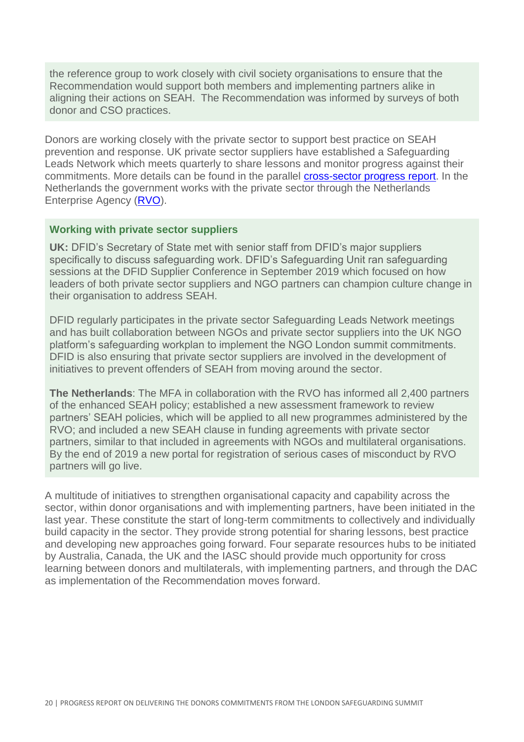the reference group to work closely with civil society organisations to ensure that the Recommendation would support both members and implementing partners alike in aligning their actions on SEAH. The Recommendation was informed by surveys of both donor and CSO practices.

Donors are working closely with the private sector to support best practice on SEAH prevention and response. UK private sector suppliers have established a Safeguarding Leads Network which meets quarterly to share lessons and monitor progress against their commitments. More details can be found in the parallel cross-sector progress report. In the Netherlands the government works with the private sector through the Netherlands Enterprise Agency (RVO).

### Working with private sector suppliers

**UK:** DFID's Secretary of State met with senior staff from DFID's major suppliers specifically to discuss safeguarding work. DFID's Safeguarding Unit ran safeguarding sessions at the DFID Supplier Conference in September 2019 which focused on how leaders of both private sector suppliers and NGO partners can champion culture change in their organisation to address SEAH.

DFID regularly participates in the private sector Safeguarding Leads Network meetings and has built collaboration between NGOs and private sector suppliers into the UK NGO platform's safeguarding workplan to implement the NGO London summit commitments. DFID is also ensuring that private sector suppliers are involved in the development of initiatives to prevent offenders of SEAH from moving around the sector.

**The Netherlands**: The MFA in collaboration with the RVO has informed all 2,400 partners of the enhanced SEAH policy; established a new assessment framework to review partners' SEAH policies, which will be applied to all new programmes administered by the RVO; and included a new SEAH clause in funding agreements with private sector partners, similar to that included in agreements with NGOs and multilateral organisations. By the end of 2019 a new portal for registration of serious cases of misconduct by RVO partners will go live.

A multitude of initiatives to strengthen organisational capacity and capability across the sector, within donor organisations and with implementing partners, have been initiated in the last year. These constitute the start of long-term commitments to collectively and individually build capacity in the sector. They provide strong potential for sharing lessons, best practice and developing new approaches going forward. Four separate resources hubs to be initiated by Australia, Canada, the UK and the IASC should provide much opportunity for cross learning between donors and multilaterals, with implementing partners, and through the DAC as implementation of the Recommendation moves forward.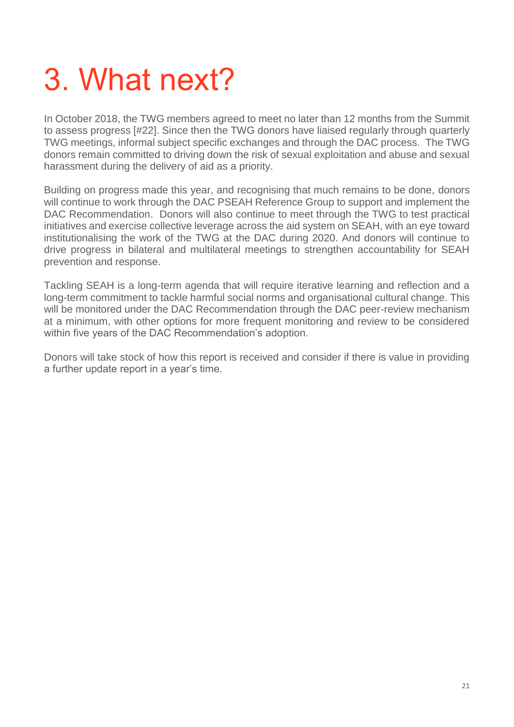# 3. What next?

In October 2018, the TWG members agreed to meet no later than 12 months from the Summit to assess progress [#22]. Since then the TWG donors have liaised regularly through quarterly TWG meetings, informal subject specific exchanges and through the DAC process. The TWG donors remain committed to driving down the risk of sexual exploitation and abuse and sexual harassment during the delivery of aid as a priority.

Building on progress made this year, and recognising that much remains to be done, donors will continue to work through the DAC PSEAH Reference Group to support and implement the DAC Recommendation. Donors will also continue to meet through the TWG to test practical initiatives and exercise collective leverage across the aid system on SEAH, with an eye toward institutionalising the work of the TWG at the DAC during 2020. And donors will continue to drive progress in bilateral and multilateral meetings to strengthen accountability for SEAH prevention and response.

Tackling SEAH is a long-term agenda that will require iterative learning and reflection and a long-term commitment to tackle harmful social norms and organisational cultural change. This will be monitored under the DAC Recommendation through the DAC peer-review mechanism at a minimum, with other options for more frequent monitoring and review to be considered within five years of the DAC Recommendation's adoption.

Donors will take stock of how this report is received and consider if there is value in providing a further update report in a year's time.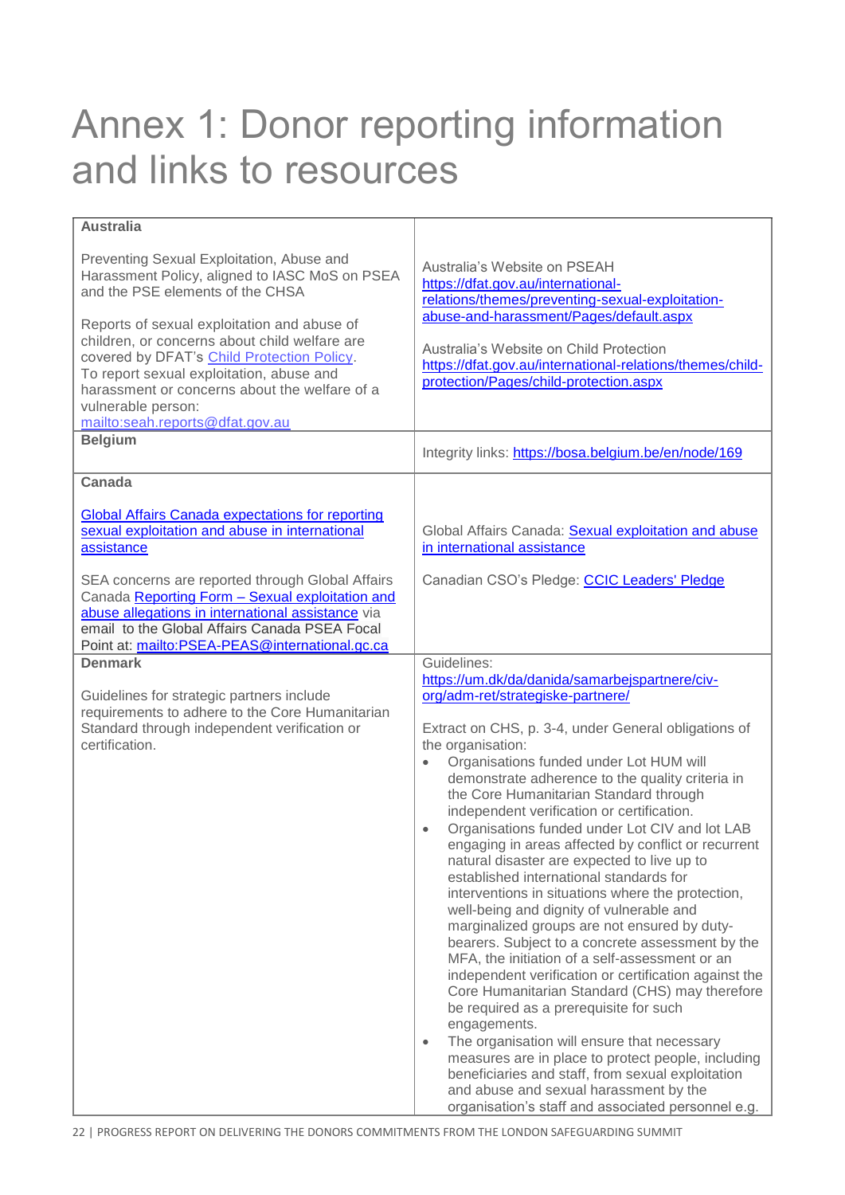# Annex 1: Donor reporting information and links to resources

| **Australia** | |
|---|---|
| Preventing Sexual Exploitation, Abuse and Harassment Policy, aligned to IASC MoS on PSEA and the PSE elements of the CHSA<br><br>Reports of sexual exploitation and abuse of children, or concerns about child welfare are covered by DFAT's Child Protection Policy. To report sexual exploitation, abuse and harassment or concerns about the welfare of a vulnerable person: mailto:seah.reports@dfat.gov.au | Australia's Website on PSEAH https://dfat.gov.au/international-relations/themes/preventing-sexual-exploitation-abuse-and-harassment/Pages/default.aspx<br><br>Australia's Website on Child Protection https://dfat.gov.au/international-relations/themes/child-protection/Pages/child-protection.aspx |
| **Belgium** | Integrity links: https://bosa.belgium.be/en/node/169 |
| **Canada**<br><br>Global Affairs Canada expectations for reporting sexual exploitation and abuse in international assistance<br><br>SEA concerns are reported through Global Affairs Canada Reporting Form – Sexual exploitation and abuse allegations in international assistance via email to the Global Affairs Canada PSEA Focal Point at: mailto:PSEA-PEAS@international.gc.ca | Global Affairs Canada: Sexual exploitation and abuse in international assistance<br><br>Canadian CSO's Pledge: CCIC Leaders' Pledge |
| **Denmark**<br><br>Guidelines for strategic partners include requirements to adhere to the Core Humanitarian Standard through independent verification or certification. | Guidelines: https://um.dk/da/danida/samarbejspartnere/civ-org/adm-ret/strategiske-partnere/<br><br>Extract on CHS, p. 3-4, under General obligations of the organisation:<br>• Organisations funded under Lot HUM will demonstrate adherence to the quality criteria in the Core Humanitarian Standard through independent verification or certification.<br>• Organisations funded under Lot CIV and lot LAB engaging in areas affected by conflict or recurrent natural disaster are expected to live up to established international standards for interventions in situations where the protection, well-being and dignity of vulnerable and marginalized groups are not ensured by duty-bearers. Subject to a concrete assessment by the MFA, the initiation of a self-assessment or an independent verification or certification against the Core Humanitarian Standard (CHS) may therefore be required as a prerequisite for such engagements.<br>• The organisation will ensure that necessary measures are in place to protect people, including beneficiaries and staff, from sexual exploitation and abuse and sexual harassment by the organisation's staff and associated personnel e.g. |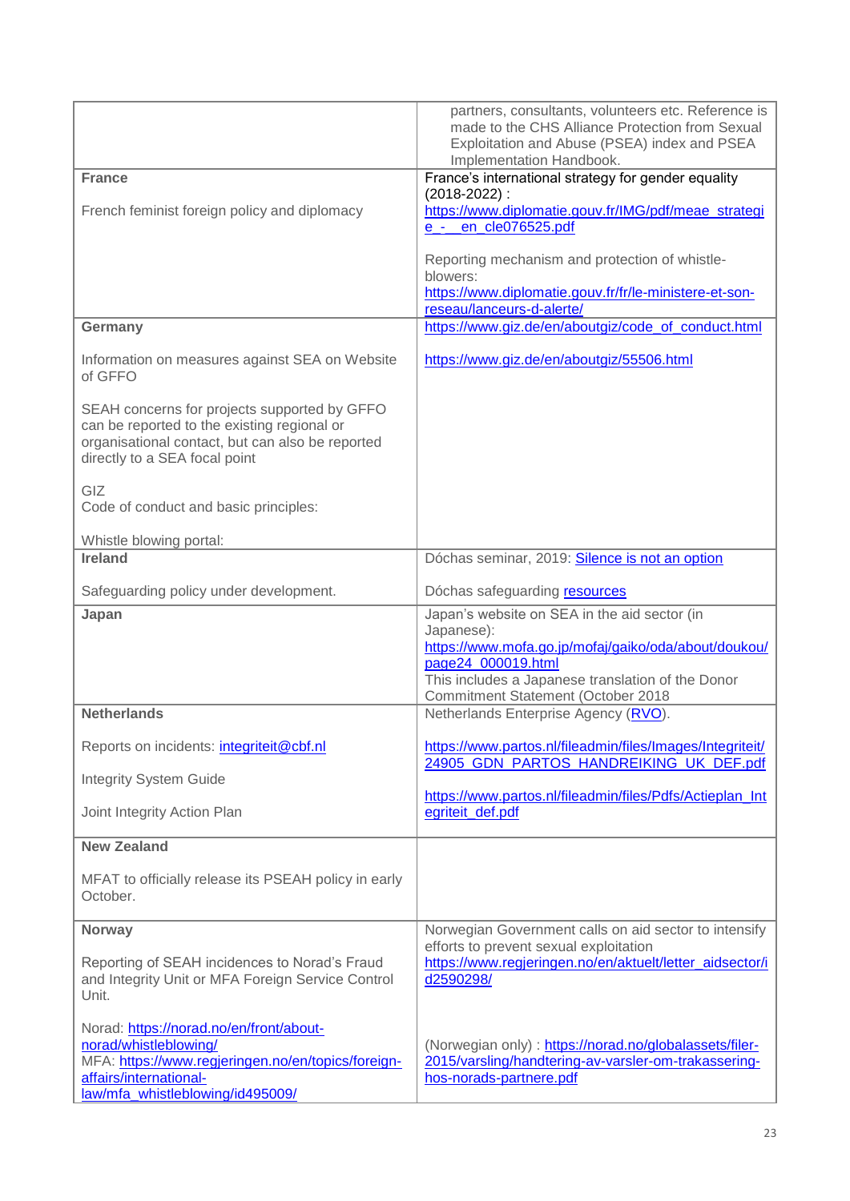| | |
|---|---|
| | partners, consultants, volunteers etc. Reference is made to the CHS Alliance Protection from Sexual Exploitation and Abuse (PSEA) index and PSEA Implementation Handbook. |
| **France**<br><br>French feminist foreign policy and diplomacy | France's international strategy for gender equality (2018-2022) : https://www.diplomatie.gouv.fr/IMG/pdf/meae_strategie_-_en_cle076525.pdf<br><br>Reporting mechanism and protection of whistle-blowers: https://www.diplomatie.gouv.fr/fr/le-ministere-et-son-reseau/lanceurs-d-alerte/ |
| **Germany**<br><br>Information on measures against SEA on Website of GFFO<br><br>SEAH concerns for projects supported by GFFO can be reported to the existing regional or organisational contact, but can also be reported directly to a SEA focal point<br><br>GIZ<br>Code of conduct and basic principles:<br><br>Whistle blowing portal: | https://www.giz.de/en/aboutgiz/code_of_conduct.html<br><br>https://www.giz.de/en/aboutgiz/55506.html |
| **Ireland**<br><br>Safeguarding policy under development. | Dóchas seminar, 2019: Silence is not an option<br><br>Dóchas safeguarding resources |
| **Japan** | Japan's website on SEA in the aid sector (in Japanese): https://www.mofa.go.jp/mofaj/gaiko/oda/about/doukou/page24_000019.html<br>This includes a Japanese translation of the Donor Commitment Statement (October 2018 |
| **Netherlands**<br><br>Reports on incidents: integriteit@cbf.nl<br><br>Integrity System Guide<br><br>Joint Integrity Action Plan | Netherlands Enterprise Agency (RVO).<br><br>https://www.partos.nl/fileadmin/files/Images/Integriteit/24905_GDN_PARTOS_HANDREIKING_UK_DEF.pdf<br><br>https://www.partos.nl/fileadmin/files/Pdfs/Actieplan_Integriteit_def.pdf |
| **New Zealand**<br><br>MFAT to officially release its PSEAH policy in early October. | |
| **Norway**<br><br>Reporting of SEAH incidences to Norad's Fraud and Integrity Unit or MFA Foreign Service Control Unit.<br><br>Norad: https://norad.no/en/front/about-norad/whistleblowing/<br>MFA: https://www.regjeringen.no/en/topics/foreign-affairs/international-law/mfa_whistleblowing/id495009/ | Norwegian Government calls on aid sector to intensify efforts to prevent sexual exploitation https://www.regjeringen.no/en/aktuelt/letter_aidsector/id2590298/<br><br>(Norwegian only) : https://norad.no/globalassets/filer-2015/varsling/handtering-av-varsler-om-trakassering-hos-norads-partnere.pdf |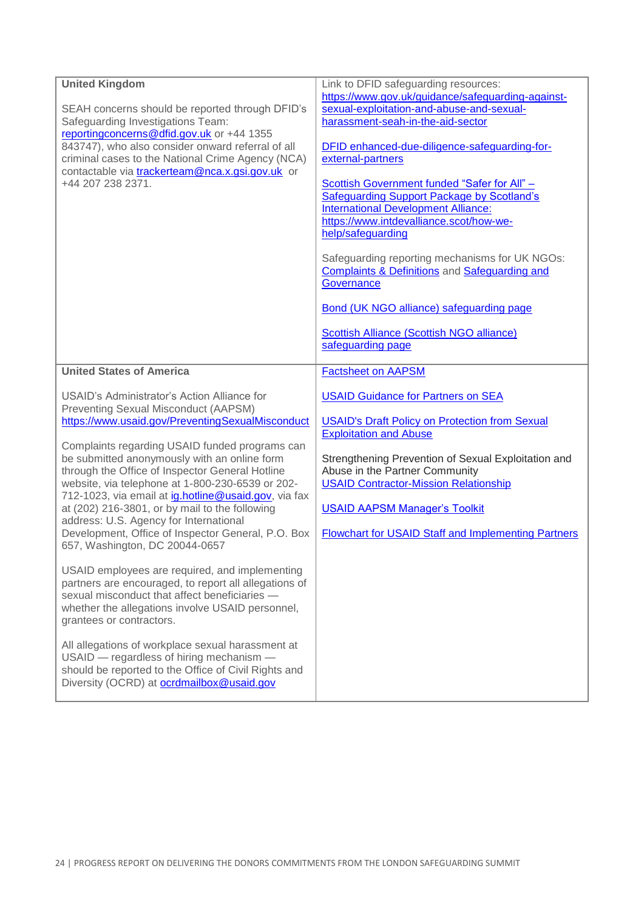| **United Kingdom**<br><br>SEAH concerns should be reported through DFID's Safeguarding Investigations Team: reportingconcerns@dfid.gov.uk or +44 1355 843747), who also consider onward referral of all criminal cases to the National Crime Agency (NCA) contactable via trackerteam@nca.x.gsi.gov.uk or +44 207 238 2371. | Link to DFID safeguarding resources: https://www.gov.uk/guidance/safeguarding-against-sexual-exploitation-and-abuse-and-sexual-harassment-seah-in-the-aid-sector<br><br>DFID enhanced-due-diligence-safeguarding-for-external-partners<br><br>Scottish Government funded "Safer for All" – Safeguarding Support Package by Scotland's International Development Alliance: https://www.intdevalliance.scot/how-we-help/safeguarding<br><br>Safeguarding reporting mechanisms for UK NGOs: Complaints & Definitions and Safeguarding and Governance<br><br>Bond (UK NGO alliance) safeguarding page<br><br>Scottish Alliance (Scottish NGO alliance) safeguarding page |
|---|---|
| **United States of America**<br><br>USAID's Administrator's Action Alliance for Preventing Sexual Misconduct (AAPSM) https://www.usaid.gov/PreventingSexualMisconduct<br><br>Complaints regarding USAID funded programs can be submitted anonymously with an online form through the Office of Inspector General Hotline website, via telephone at 1-800-230-6539 or 202-712-1023, via email at ig.hotline@usaid.gov, via fax at (202) 216-3801, or by mail to the following address: U.S. Agency for International Development, Office of Inspector General, P.O. Box 657, Washington, DC 20044-0657<br><br>USAID employees are required, and implementing partners are encouraged, to report all allegations of sexual misconduct that affect beneficiaries — whether the allegations involve USAID personnel, grantees or contractors.<br><br>All allegations of workplace sexual harassment at USAID — regardless of hiring mechanism — should be reported to the Office of Civil Rights and Diversity (OCRD) at ocrdmailbox@usaid.gov | Factsheet on AAPSM<br><br>USAID Guidance for Partners on SEA<br><br>USAID's Draft Policy on Protection from Sexual Exploitation and Abuse<br><br>Strengthening Prevention of Sexual Exploitation and Abuse in the Partner Community<br>USAID Contractor-Mission Relationship<br><br>USAID AAPSM Manager's Toolkit<br><br>Flowchart for USAID Staff and Implementing Partners |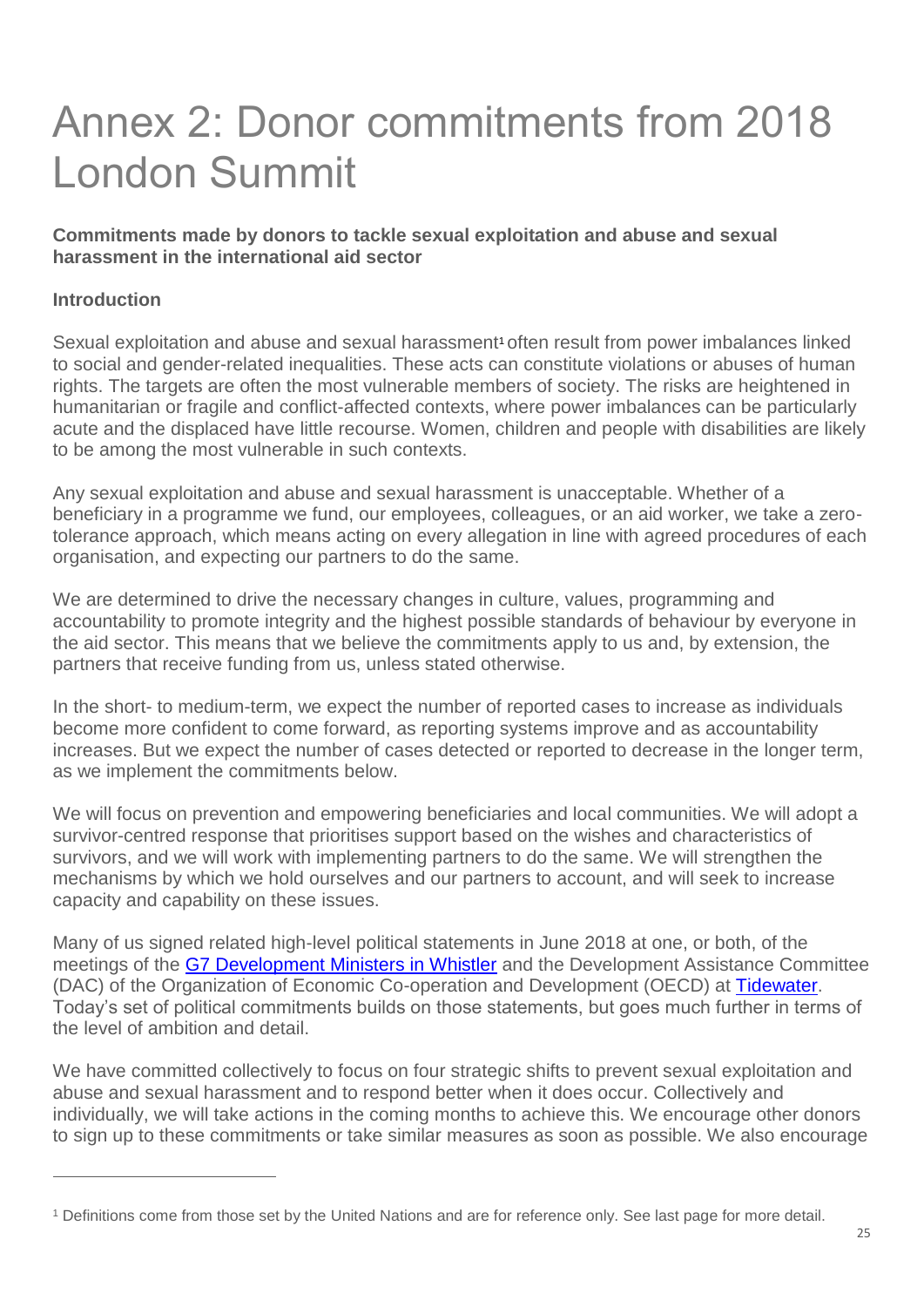# Annex 2: Donor commitments from 2018 London Summit

**Commitments made by donors to tackle sexual exploitation and abuse and sexual harassment in the international aid sector**

**Introduction**

Sexual exploitation and abuse and sexual harassment[1] often result from power imbalances linked to social and gender-related inequalities. These acts can constitute violations or abuses of human rights. The targets are often the most vulnerable members of society. The risks are heightened in humanitarian or fragile and conflict-affected contexts, where power imbalances can be particularly acute and the displaced have little recourse. Women, children and people with disabilities are likely to be among the most vulnerable in such contexts.

Any sexual exploitation and abuse and sexual harassment is unacceptable. Whether of a beneficiary in a programme we fund, our employees, colleagues, or an aid worker, we take a zero-tolerance approach, which means acting on every allegation in line with agreed procedures of each organisation, and expecting our partners to do the same.

We are determined to drive the necessary changes in culture, values, programming and accountability to promote integrity and the highest possible standards of behaviour by everyone in the aid sector. This means that we believe the commitments apply to us and, by extension, the partners that receive funding from us, unless stated otherwise.

In the short- to medium-term, we expect the number of reported cases to increase as individuals become more confident to come forward, as reporting systems improve and as accountability increases. But we expect the number of cases detected or reported to decrease in the longer term, as we implement the commitments below.

We will focus on prevention and empowering beneficiaries and local communities. We will adopt a survivor-centred response that prioritises support based on the wishes and characteristics of survivors, and we will work with implementing partners to do the same. We will strengthen the mechanisms by which we hold ourselves and our partners to account, and will seek to increase capacity and capability on these issues.

Many of us signed related high-level political statements in June 2018 at one, or both, of the meetings of the [G7 Development Ministers in Whistler] and the Development Assistance Committee (DAC) of the Organization of Economic Co-operation and Development (OECD) at [Tidewater]. Today's set of political commitments builds on those statements, but goes much further in terms of the level of ambition and detail.

We have committed collectively to focus on four strategic shifts to prevent sexual exploitation and abuse and sexual harassment and to respond better when it does occur. Collectively and individually, we will take actions in the coming months to achieve this. We encourage other donors to sign up to these commitments or take similar measures as soon as possible. We also encourage

---

[1] Definitions come from those set by the United Nations and are for reference only. See last page for more detail.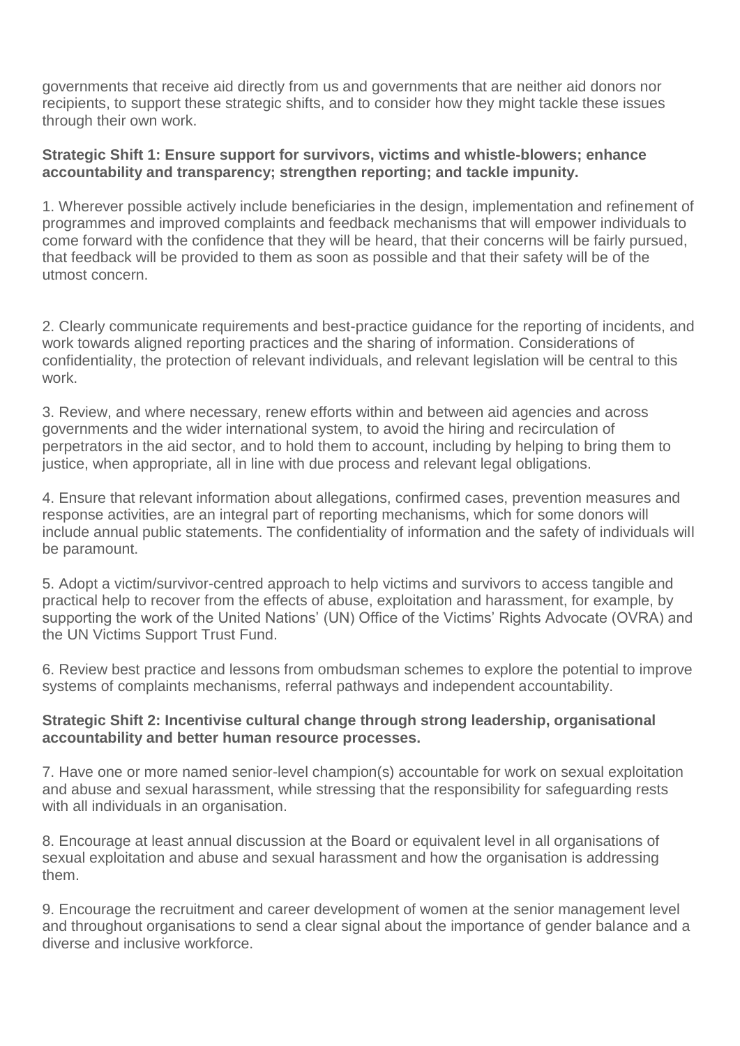governments that receive aid directly from us and governments that are neither aid donors nor recipients, to support these strategic shifts, and to consider how they might tackle these issues through their own work.

**Strategic Shift 1: Ensure support for survivors, victims and whistle-blowers; enhance accountability and transparency; strengthen reporting; and tackle impunity.**

1. Wherever possible actively include beneficiaries in the design, implementation and refinement of programmes and improved complaints and feedback mechanisms that will empower individuals to come forward with the confidence that they will be heard, that their concerns will be fairly pursued, that feedback will be provided to them as soon as possible and that their safety will be of the utmost concern.

2. Clearly communicate requirements and best-practice guidance for the reporting of incidents, and work towards aligned reporting practices and the sharing of information. Considerations of confidentiality, the protection of relevant individuals, and relevant legislation will be central to this work.

3. Review, and where necessary, renew efforts within and between aid agencies and across governments and the wider international system, to avoid the hiring and recirculation of perpetrators in the aid sector, and to hold them to account, including by helping to bring them to justice, when appropriate, all in line with due process and relevant legal obligations.

4. Ensure that relevant information about allegations, confirmed cases, prevention measures and response activities, are an integral part of reporting mechanisms, which for some donors will include annual public statements. The confidentiality of information and the safety of individuals will be paramount.

5. Adopt a victim/survivor-centred approach to help victims and survivors to access tangible and practical help to recover from the effects of abuse, exploitation and harassment, for example, by supporting the work of the United Nations' (UN) Office of the Victims' Rights Advocate (OVRA) and the UN Victims Support Trust Fund.

6. Review best practice and lessons from ombudsman schemes to explore the potential to improve systems of complaints mechanisms, referral pathways and independent accountability.

**Strategic Shift 2: Incentivise cultural change through strong leadership, organisational accountability and better human resource processes.**

7. Have one or more named senior-level champion(s) accountable for work on sexual exploitation and abuse and sexual harassment, while stressing that the responsibility for safeguarding rests with all individuals in an organisation.

8. Encourage at least annual discussion at the Board or equivalent level in all organisations of sexual exploitation and abuse and sexual harassment and how the organisation is addressing them.

9. Encourage the recruitment and career development of women at the senior management level and throughout organisations to send a clear signal about the importance of gender balance and a diverse and inclusive workforce.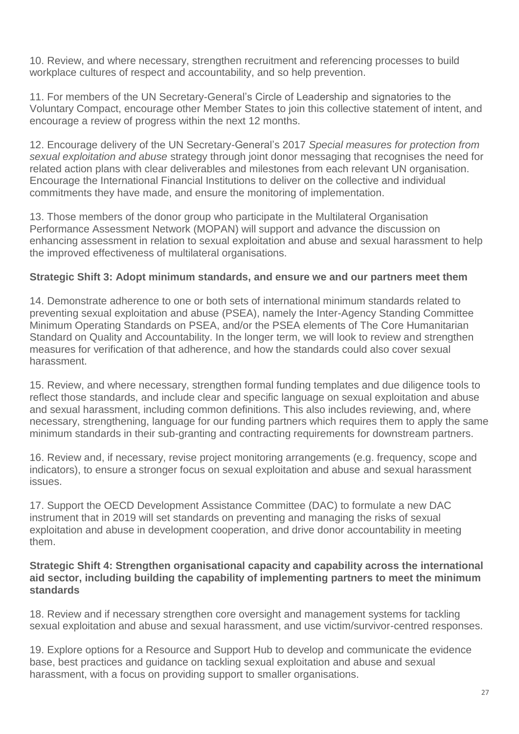10. Review, and where necessary, strengthen recruitment and referencing processes to build workplace cultures of respect and accountability, and so help prevention.

11. For members of the UN Secretary-General's Circle of Leadership and signatories to the Voluntary Compact, encourage other Member States to join this collective statement of intent, and encourage a review of progress within the next 12 months.

12. Encourage delivery of the UN Secretary-General's 2017 *Special measures for protection from sexual exploitation and abuse* strategy through joint donor messaging that recognises the need for related action plans with clear deliverables and milestones from each relevant UN organisation. Encourage the International Financial Institutions to deliver on the collective and individual commitments they have made, and ensure the monitoring of implementation.

13. Those members of the donor group who participate in the Multilateral Organisation Performance Assessment Network (MOPAN) will support and advance the discussion on enhancing assessment in relation to sexual exploitation and abuse and sexual harassment to help the improved effectiveness of multilateral organisations.

**Strategic Shift 3: Adopt minimum standards, and ensure we and our partners meet them**

14. Demonstrate adherence to one or both sets of international minimum standards related to preventing sexual exploitation and abuse (PSEA), namely the Inter-Agency Standing Committee Minimum Operating Standards on PSEA, and/or the PSEA elements of The Core Humanitarian Standard on Quality and Accountability. In the longer term, we will look to review and strengthen measures for verification of that adherence, and how the standards could also cover sexual harassment.

15. Review, and where necessary, strengthen formal funding templates and due diligence tools to reflect those standards, and include clear and specific language on sexual exploitation and abuse and sexual harassment, including common definitions. This also includes reviewing, and, where necessary, strengthening, language for our funding partners which requires them to apply the same minimum standards in their sub-granting and contracting requirements for downstream partners.

16. Review and, if necessary, revise project monitoring arrangements (e.g. frequency, scope and indicators), to ensure a stronger focus on sexual exploitation and abuse and sexual harassment issues.

17. Support the OECD Development Assistance Committee (DAC) to formulate a new DAC instrument that in 2019 will set standards on preventing and managing the risks of sexual exploitation and abuse in development cooperation, and drive donor accountability in meeting them.

**Strategic Shift 4: Strengthen organisational capacity and capability across the international aid sector, including building the capability of implementing partners to meet the minimum standards**

18. Review and if necessary strengthen core oversight and management systems for tackling sexual exploitation and abuse and sexual harassment, and use victim/survivor-centred responses.

19. Explore options for a Resource and Support Hub to develop and communicate the evidence base, best practices and guidance on tackling sexual exploitation and abuse and sexual harassment, with a focus on providing support to smaller organisations.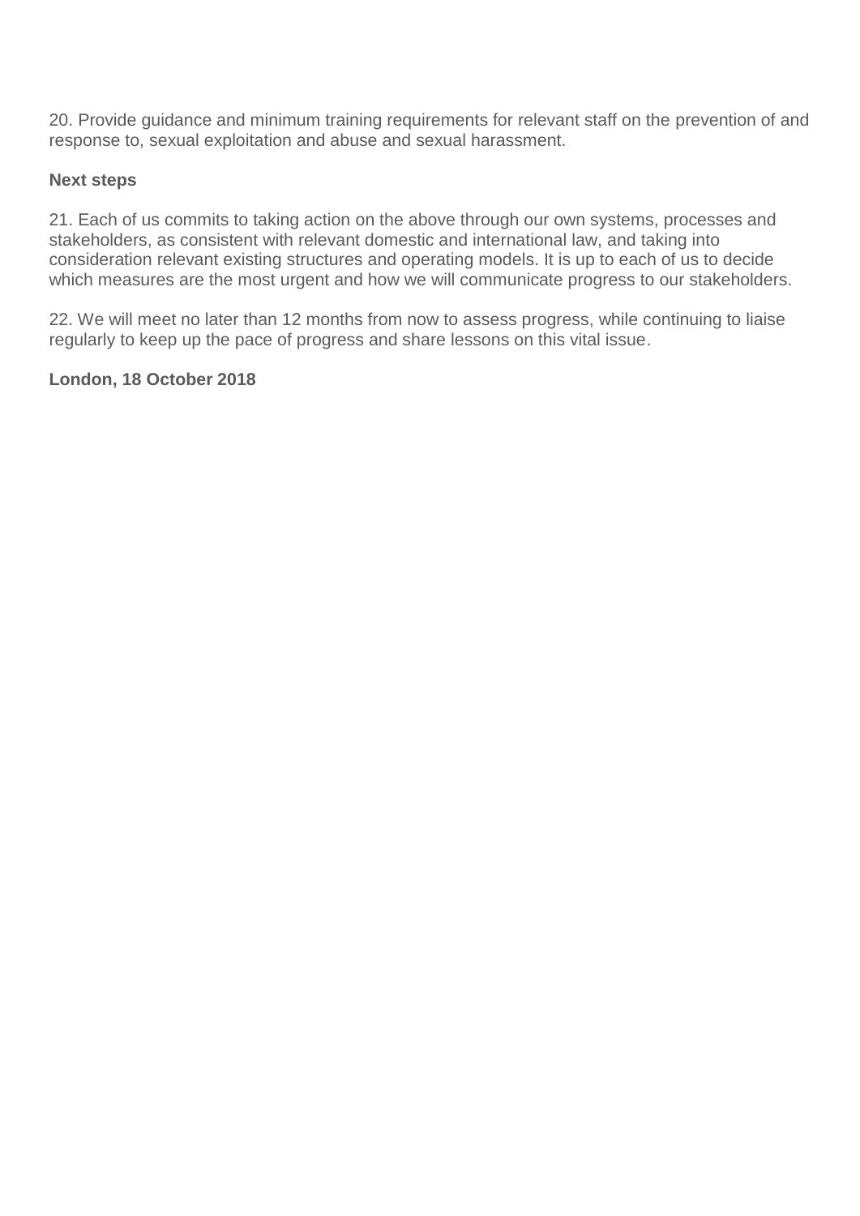20. Provide guidance and minimum training requirements for relevant staff on the prevention of and response to, sexual exploitation and abuse and sexual harassment.

**Next steps**

21. Each of us commits to taking action on the above through our own systems, processes and stakeholders, as consistent with relevant domestic and international law, and taking into consideration relevant existing structures and operating models. It is up to each of us to decide which measures are the most urgent and how we will communicate progress to our stakeholders.

22. We will meet no later than 12 months from now to assess progress, while continuing to liaise regularly to keep up the pace of progress and share lessons on this vital issue.

**London, 18 October 2018**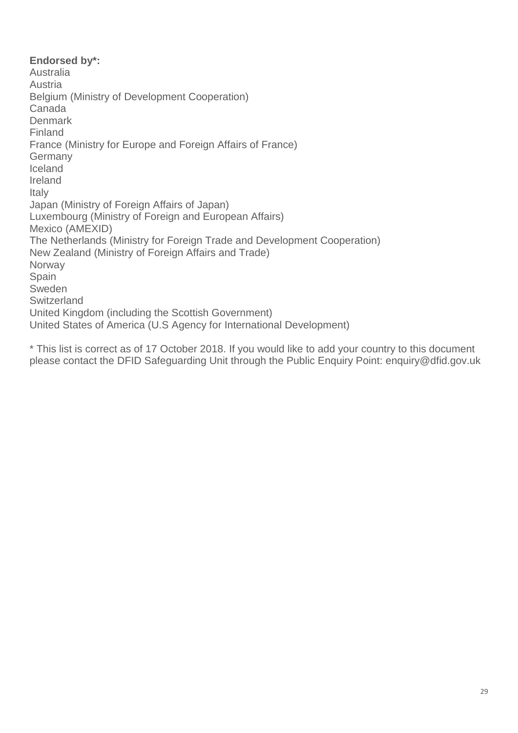**Endorsed by*:**

Australia
Austria
Belgium (Ministry of Development Cooperation)
Canada
Denmark
Finland
France (Ministry for Europe and Foreign Affairs of France)
Germany
Iceland
Ireland
Italy
Japan (Ministry of Foreign Affairs of Japan)
Luxembourg (Ministry of Foreign and European Affairs)
Mexico (AMEXID)
The Netherlands (Ministry for Foreign Trade and Development Cooperation)
New Zealand (Ministry of Foreign Affairs and Trade)
Norway
Spain
Sweden
Switzerland
United Kingdom (including the Scottish Government)
United States of America (U.S Agency for International Development)

* This list is correct as of 17 October 2018. If you would like to add your country to this document please contact the DFID Safeguarding Unit through the Public Enquiry Point: enquiry@dfid.gov.uk